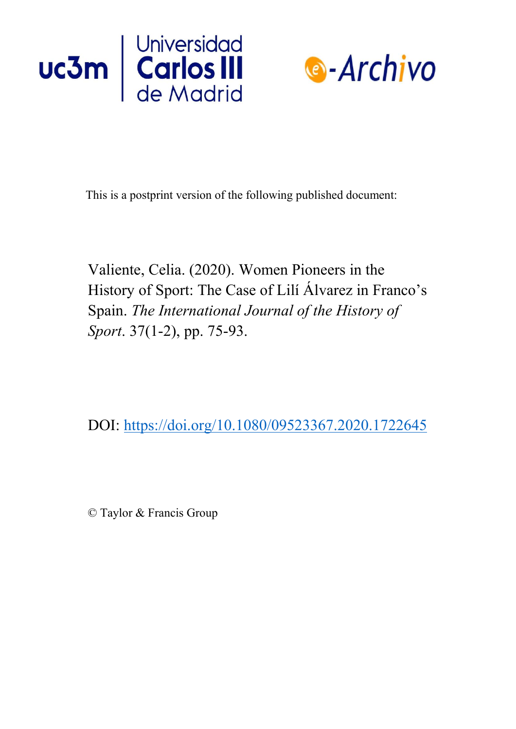This is a postprint version of the following published document:

Valiente, Celia. (2020). Women Pioneers in the History of Sport: The Case of Lilí Álvarez in Franco's Spain. *The International Journal of the History of Sport*. 37(1-2), pp. 75-93.

DOI: https://doi.org/10.1080/09523367.2020.1722645

© Taylor & Francis Group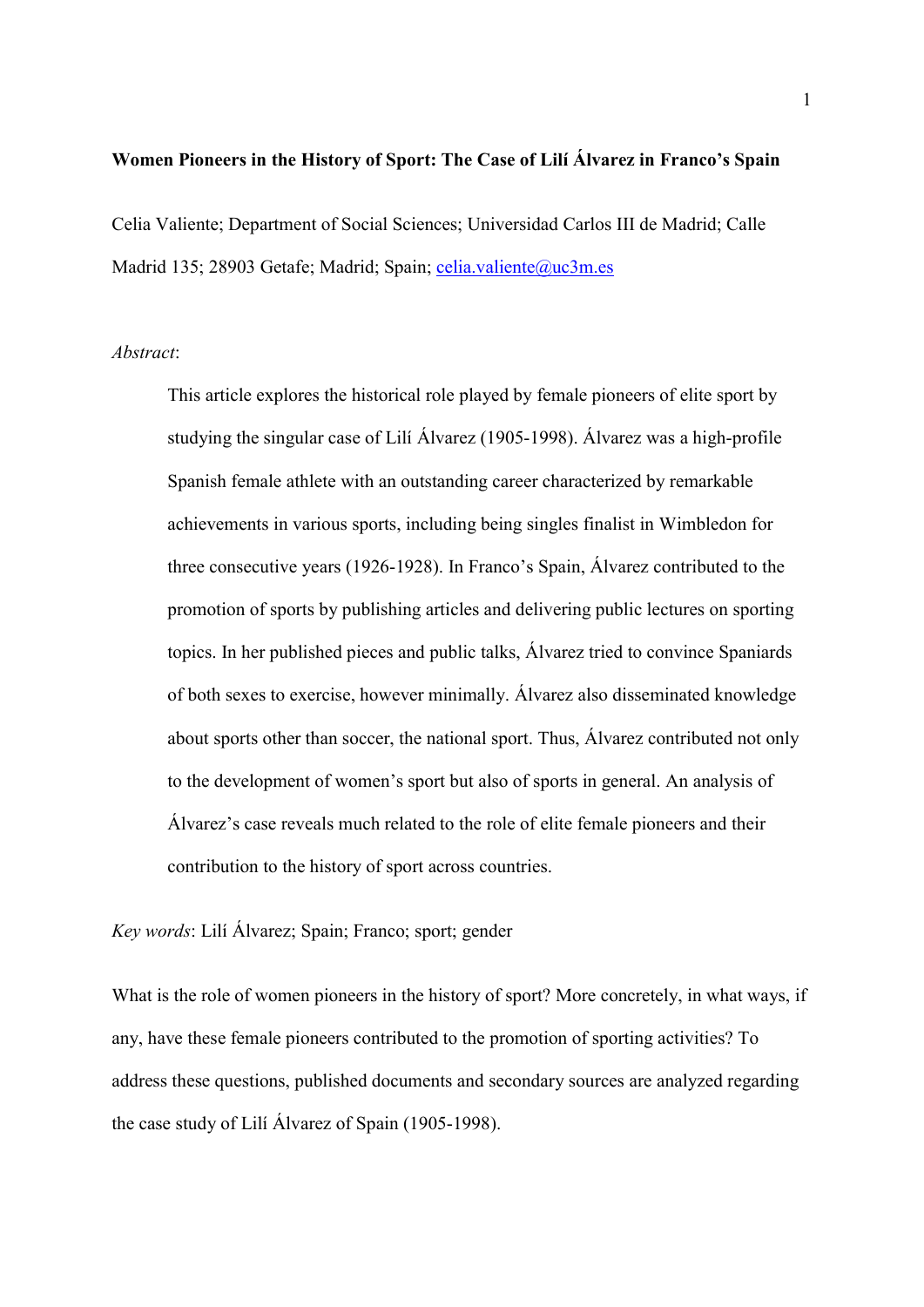**Women Pioneers in the History of Sport: The Case of Lilí Álvarez in Franco's Spain**

Celia Valiente; Department of Social Sciences; Universidad Carlos III de Madrid; Calle Madrid 135; 28903 Getafe; Madrid; Spain; celia.valiente@uc3m.es

*Abstract*:

> This article explores the historical role played by female pioneers of elite sport by studying the singular case of Lilí Álvarez (1905-1998). Álvarez was a high-profile Spanish female athlete with an outstanding career characterized by remarkable achievements in various sports, including being singles finalist in Wimbledon for three consecutive years (1926-1928). In Franco's Spain, Álvarez contributed to the promotion of sports by publishing articles and delivering public lectures on sporting topics. In her published pieces and public talks, Álvarez tried to convince Spaniards of both sexes to exercise, however minimally. Álvarez also disseminated knowledge about sports other than soccer, the national sport. Thus, Álvarez contributed not only to the development of women's sport but also of sports in general. An analysis of Álvarez's case reveals much related to the role of elite female pioneers and their contribution to the history of sport across countries.

*Key words*: Lilí Álvarez; Spain; Franco; sport; gender

What is the role of women pioneers in the history of sport? More concretely, in what ways, if any, have these female pioneers contributed to the promotion of sporting activities? To address these questions, published documents and secondary sources are analyzed regarding the case study of Lilí Álvarez of Spain (1905-1998).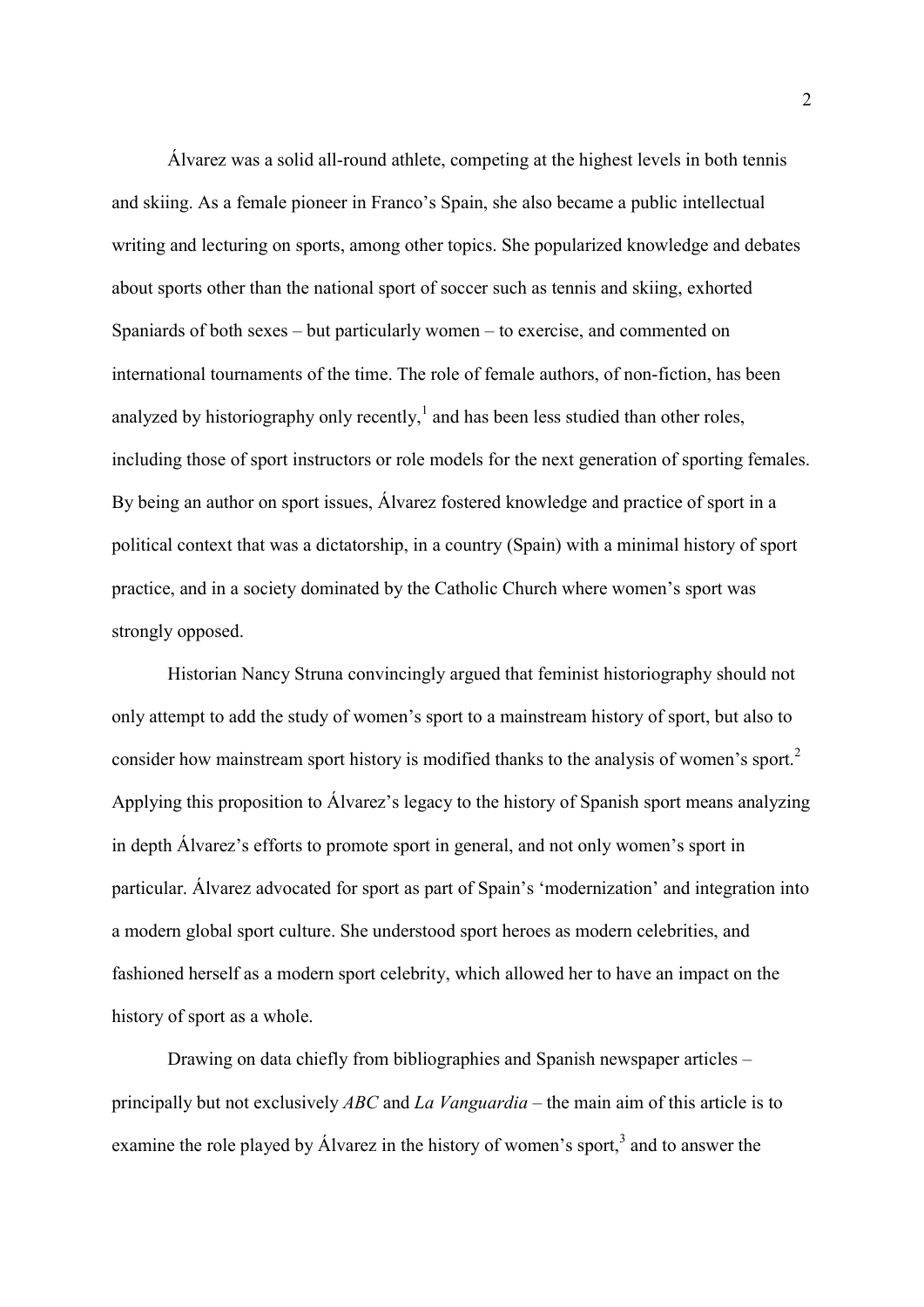Álvarez was a solid all-round athlete, competing at the highest levels in both tennis and skiing. As a female pioneer in Franco's Spain, she also became a public intellectual writing and lecturing on sports, among other topics. She popularized knowledge and debates about sports other than the national sport of soccer such as tennis and skiing, exhorted Spaniards of both sexes – but particularly women – to exercise, and commented on international tournaments of the time. The role of female authors, of non-fiction, has been analyzed by historiography only recently,[1] and has been less studied than other roles, including those of sport instructors or role models for the next generation of sporting females. By being an author on sport issues, Álvarez fostered knowledge and practice of sport in a political context that was a dictatorship, in a country (Spain) with a minimal history of sport practice, and in a society dominated by the Catholic Church where women's sport was strongly opposed.

Historian Nancy Struna convincingly argued that feminist historiography should not only attempt to add the study of women's sport to a mainstream history of sport, but also to consider how mainstream sport history is modified thanks to the analysis of women's sport.[2] Applying this proposition to Álvarez's legacy to the history of Spanish sport means analyzing in depth Álvarez's efforts to promote sport in general, and not only women's sport in particular. Álvarez advocated for sport as part of Spain's 'modernization' and integration into a modern global sport culture. She understood sport heroes as modern celebrities, and fashioned herself as a modern sport celebrity, which allowed her to have an impact on the history of sport as a whole.

Drawing on data chiefly from bibliographies and Spanish newspaper articles – principally but not exclusively *ABC* and *La Vanguardia* – the main aim of this article is to examine the role played by Álvarez in the history of women's sport,[3] and to answer the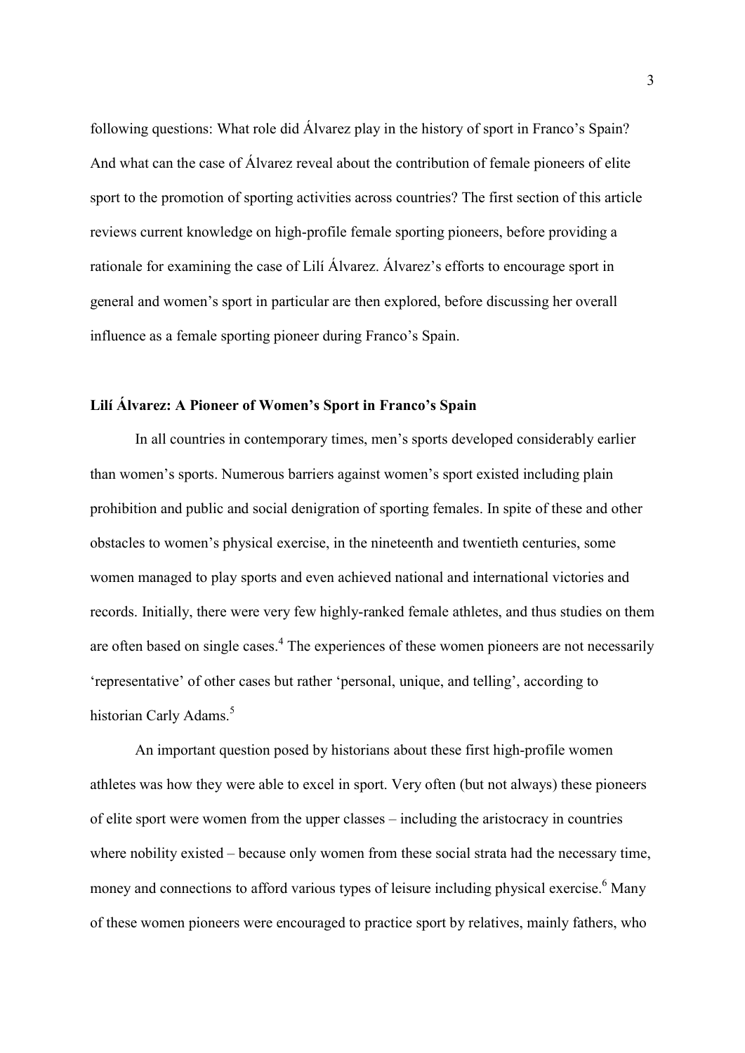following questions: What role did Álvarez play in the history of sport in Franco's Spain? And what can the case of Álvarez reveal about the contribution of female pioneers of elite sport to the promotion of sporting activities across countries? The first section of this article reviews current knowledge on high-profile female sporting pioneers, before providing a rationale for examining the case of Lilí Álvarez. Álvarez's efforts to encourage sport in general and women's sport in particular are then explored, before discussing her overall influence as a female sporting pioneer during Franco's Spain.

## Lilí Álvarez: A Pioneer of Women's Sport in Franco's Spain

In all countries in contemporary times, men's sports developed considerably earlier than women's sports. Numerous barriers against women's sport existed including plain prohibition and public and social denigration of sporting females. In spite of these and other obstacles to women's physical exercise, in the nineteenth and twentieth centuries, some women managed to play sports and even achieved national and international victories and records. Initially, there were very few highly-ranked female athletes, and thus studies on them are often based on single cases.[4] The experiences of these women pioneers are not necessarily 'representative' of other cases but rather 'personal, unique, and telling', according to historian Carly Adams.[5]

An important question posed by historians about these first high-profile women athletes was how they were able to excel in sport. Very often (but not always) these pioneers of elite sport were women from the upper classes – including the aristocracy in countries where nobility existed – because only women from these social strata had the necessary time, money and connections to afford various types of leisure including physical exercise.[6] Many of these women pioneers were encouraged to practice sport by relatives, mainly fathers, who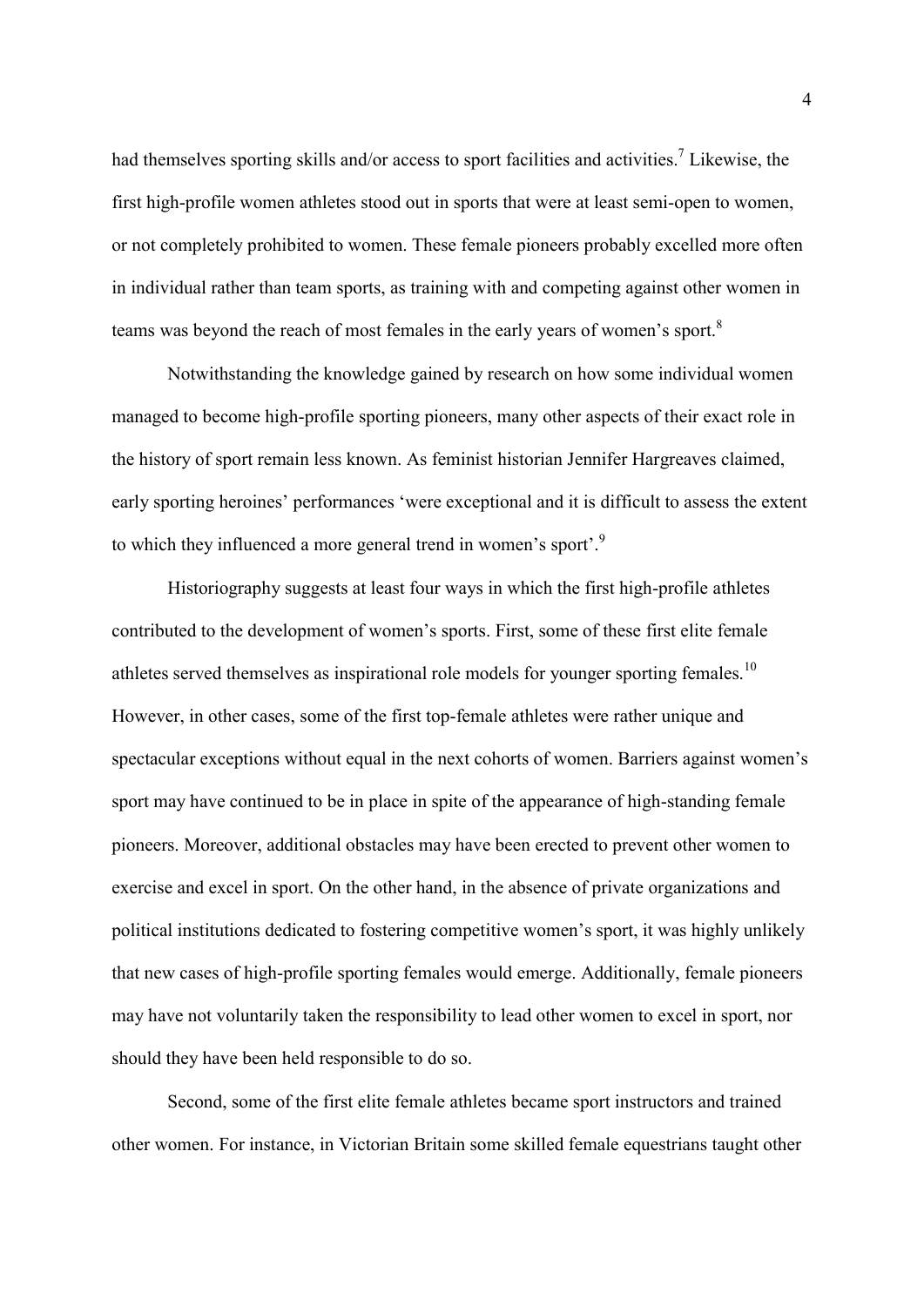had themselves sporting skills and/or access to sport facilities and activities.[7] Likewise, the first high-profile women athletes stood out in sports that were at least semi-open to women, or not completely prohibited to women. These female pioneers probably excelled more often in individual rather than team sports, as training with and competing against other women in teams was beyond the reach of most females in the early years of women's sport.[8]

Notwithstanding the knowledge gained by research on how some individual women managed to become high-profile sporting pioneers, many other aspects of their exact role in the history of sport remain less known. As feminist historian Jennifer Hargreaves claimed, early sporting heroines' performances 'were exceptional and it is difficult to assess the extent to which they influenced a more general trend in women's sport'.[9]

Historiography suggests at least four ways in which the first high-profile athletes contributed to the development of women's sports. First, some of these first elite female athletes served themselves as inspirational role models for younger sporting females.[10] However, in other cases, some of the first top-female athletes were rather unique and spectacular exceptions without equal in the next cohorts of women. Barriers against women's sport may have continued to be in place in spite of the appearance of high-standing female pioneers. Moreover, additional obstacles may have been erected to prevent other women to exercise and excel in sport. On the other hand, in the absence of private organizations and political institutions dedicated to fostering competitive women's sport, it was highly unlikely that new cases of high-profile sporting females would emerge. Additionally, female pioneers may have not voluntarily taken the responsibility to lead other women to excel in sport, nor should they have been held responsible to do so.

Second, some of the first elite female athletes became sport instructors and trained other women. For instance, in Victorian Britain some skilled female equestrians taught other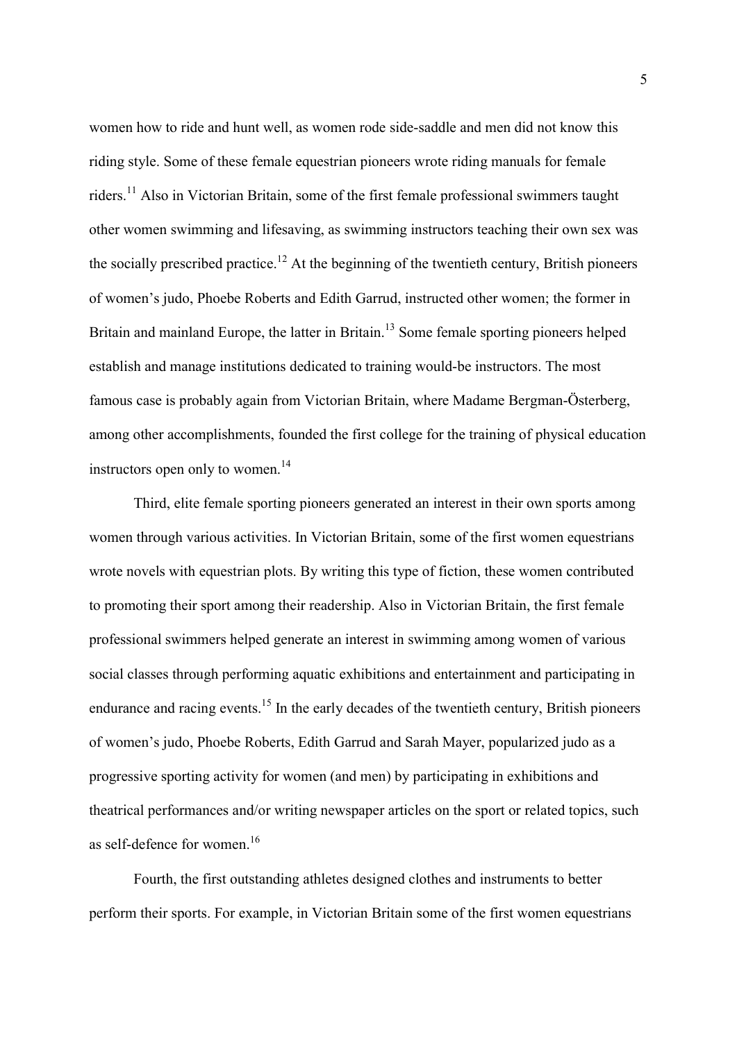women how to ride and hunt well, as women rode side-saddle and men did not know this riding style. Some of these female equestrian pioneers wrote riding manuals for female riders.[11] Also in Victorian Britain, some of the first female professional swimmers taught other women swimming and lifesaving, as swimming instructors teaching their own sex was the socially prescribed practice.[12] At the beginning of the twentieth century, British pioneers of women's judo, Phoebe Roberts and Edith Garrud, instructed other women; the former in Britain and mainland Europe, the latter in Britain.[13] Some female sporting pioneers helped establish and manage institutions dedicated to training would-be instructors. The most famous case is probably again from Victorian Britain, where Madame Bergman-Österberg, among other accomplishments, founded the first college for the training of physical education instructors open only to women.[14]

Third, elite female sporting pioneers generated an interest in their own sports among women through various activities. In Victorian Britain, some of the first women equestrians wrote novels with equestrian plots. By writing this type of fiction, these women contributed to promoting their sport among their readership. Also in Victorian Britain, the first female professional swimmers helped generate an interest in swimming among women of various social classes through performing aquatic exhibitions and entertainment and participating in endurance and racing events.[15] In the early decades of the twentieth century, British pioneers of women's judo, Phoebe Roberts, Edith Garrud and Sarah Mayer, popularized judo as a progressive sporting activity for women (and men) by participating in exhibitions and theatrical performances and/or writing newspaper articles on the sport or related topics, such as self-defence for women.[16]

Fourth, the first outstanding athletes designed clothes and instruments to better perform their sports. For example, in Victorian Britain some of the first women equestrians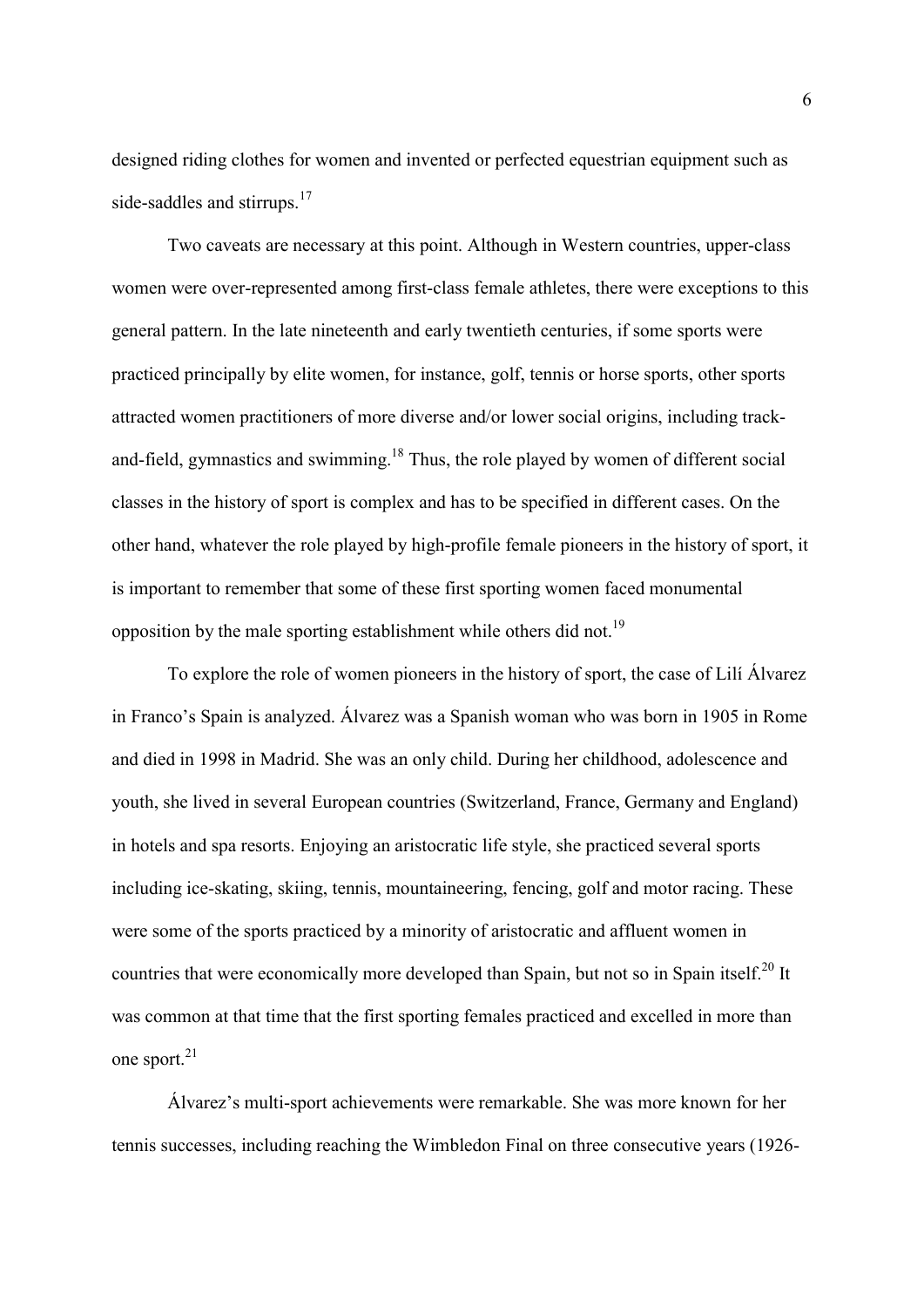designed riding clothes for women and invented or perfected equestrian equipment such as side-saddles and stirrups.[17]

Two caveats are necessary at this point. Although in Western countries, upper-class women were over-represented among first-class female athletes, there were exceptions to this general pattern. In the late nineteenth and early twentieth centuries, if some sports were practiced principally by elite women, for instance, golf, tennis or horse sports, other sports attracted women practitioners of more diverse and/or lower social origins, including track-and-field, gymnastics and swimming.[18] Thus, the role played by women of different social classes in the history of sport is complex and has to be specified in different cases. On the other hand, whatever the role played by high-profile female pioneers in the history of sport, it is important to remember that some of these first sporting women faced monumental opposition by the male sporting establishment while others did not.[19]

To explore the role of women pioneers in the history of sport, the case of Lilí Álvarez in Franco's Spain is analyzed. Álvarez was a Spanish woman who was born in 1905 in Rome and died in 1998 in Madrid. She was an only child. During her childhood, adolescence and youth, she lived in several European countries (Switzerland, France, Germany and England) in hotels and spa resorts. Enjoying an aristocratic life style, she practiced several sports including ice-skating, skiing, tennis, mountaineering, fencing, golf and motor racing. These were some of the sports practiced by a minority of aristocratic and affluent women in countries that were economically more developed than Spain, but not so in Spain itself.[20] It was common at that time that the first sporting females practiced and excelled in more than one sport.[21]

Álvarez's multi-sport achievements were remarkable. She was more known for her tennis successes, including reaching the Wimbledon Final on three consecutive years (1926-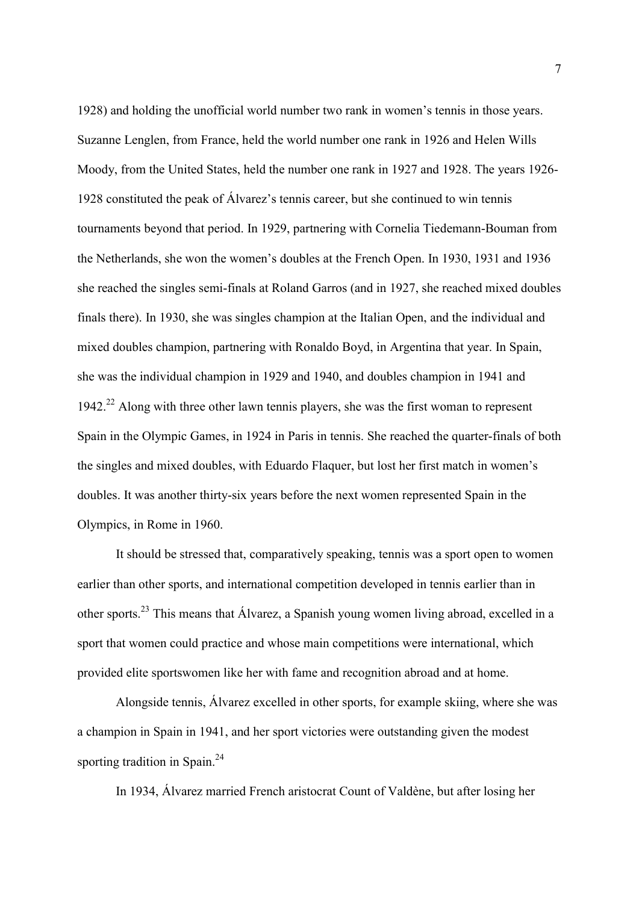1928) and holding the unofficial world number two rank in women's tennis in those years. Suzanne Lenglen, from France, held the world number one rank in 1926 and Helen Wills Moody, from the United States, held the number one rank in 1927 and 1928. The years 1926-1928 constituted the peak of Álvarez's tennis career, but she continued to win tennis tournaments beyond that period. In 1929, partnering with Cornelia Tiedemann-Bouman from the Netherlands, she won the women's doubles at the French Open. In 1930, 1931 and 1936 she reached the singles semi-finals at Roland Garros (and in 1927, she reached mixed doubles finals there). In 1930, she was singles champion at the Italian Open, and the individual and mixed doubles champion, partnering with Ronaldo Boyd, in Argentina that year. In Spain, she was the individual champion in 1929 and 1940, and doubles champion in 1941 and 1942.[22] Along with three other lawn tennis players, she was the first woman to represent Spain in the Olympic Games, in 1924 in Paris in tennis. She reached the quarter-finals of both the singles and mixed doubles, with Eduardo Flaquer, but lost her first match in women's doubles. It was another thirty-six years before the next women represented Spain in the Olympics, in Rome in 1960.

It should be stressed that, comparatively speaking, tennis was a sport open to women earlier than other sports, and international competition developed in tennis earlier than in other sports.[23] This means that Álvarez, a Spanish young women living abroad, excelled in a sport that women could practice and whose main competitions were international, which provided elite sportswomen like her with fame and recognition abroad and at home.

Alongside tennis, Álvarez excelled in other sports, for example skiing, where she was a champion in Spain in 1941, and her sport victories were outstanding given the modest sporting tradition in Spain.[24]

In 1934, Álvarez married French aristocrat Count of Valdène, but after losing her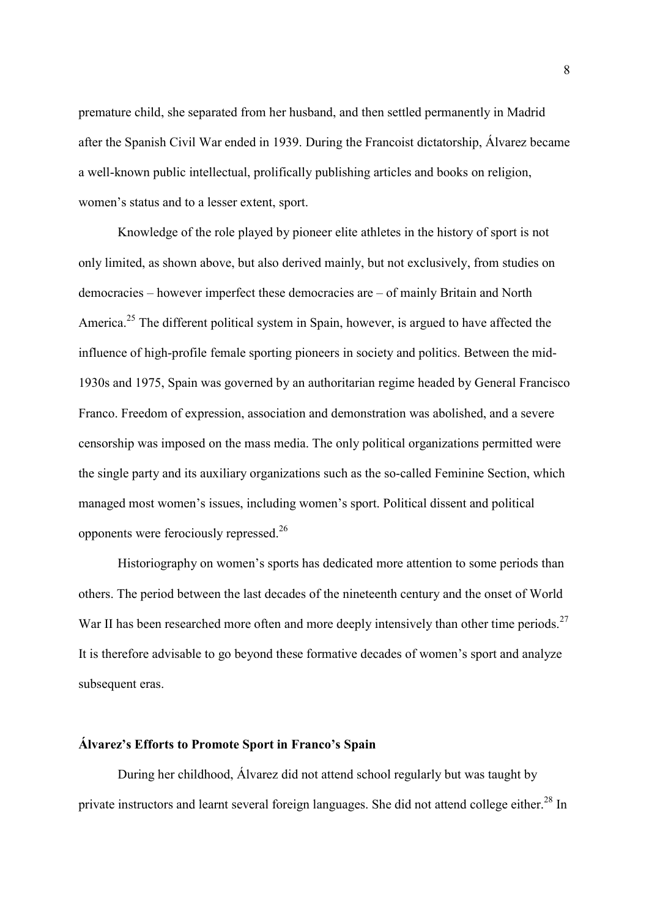premature child, she separated from her husband, and then settled permanently in Madrid after the Spanish Civil War ended in 1939. During the Francoist dictatorship, Álvarez became a well-known public intellectual, prolifically publishing articles and books on religion, women's status and to a lesser extent, sport.

Knowledge of the role played by pioneer elite athletes in the history of sport is not only limited, as shown above, but also derived mainly, but not exclusively, from studies on democracies – however imperfect these democracies are – of mainly Britain and North America.[25] The different political system in Spain, however, is argued to have affected the influence of high-profile female sporting pioneers in society and politics. Between the mid-1930s and 1975, Spain was governed by an authoritarian regime headed by General Francisco Franco. Freedom of expression, association and demonstration was abolished, and a severe censorship was imposed on the mass media. The only political organizations permitted were the single party and its auxiliary organizations such as the so-called Feminine Section, which managed most women's issues, including women's sport. Political dissent and political opponents were ferociously repressed.[26]

Historiography on women's sports has dedicated more attention to some periods than others. The period between the last decades of the nineteenth century and the onset of World War II has been researched more often and more deeply intensively than other time periods.[27] It is therefore advisable to go beyond these formative decades of women's sport and analyze subsequent eras.

## Álvarez's Efforts to Promote Sport in Franco's Spain

During her childhood, Álvarez did not attend school regularly but was taught by private instructors and learnt several foreign languages. She did not attend college either.[28] In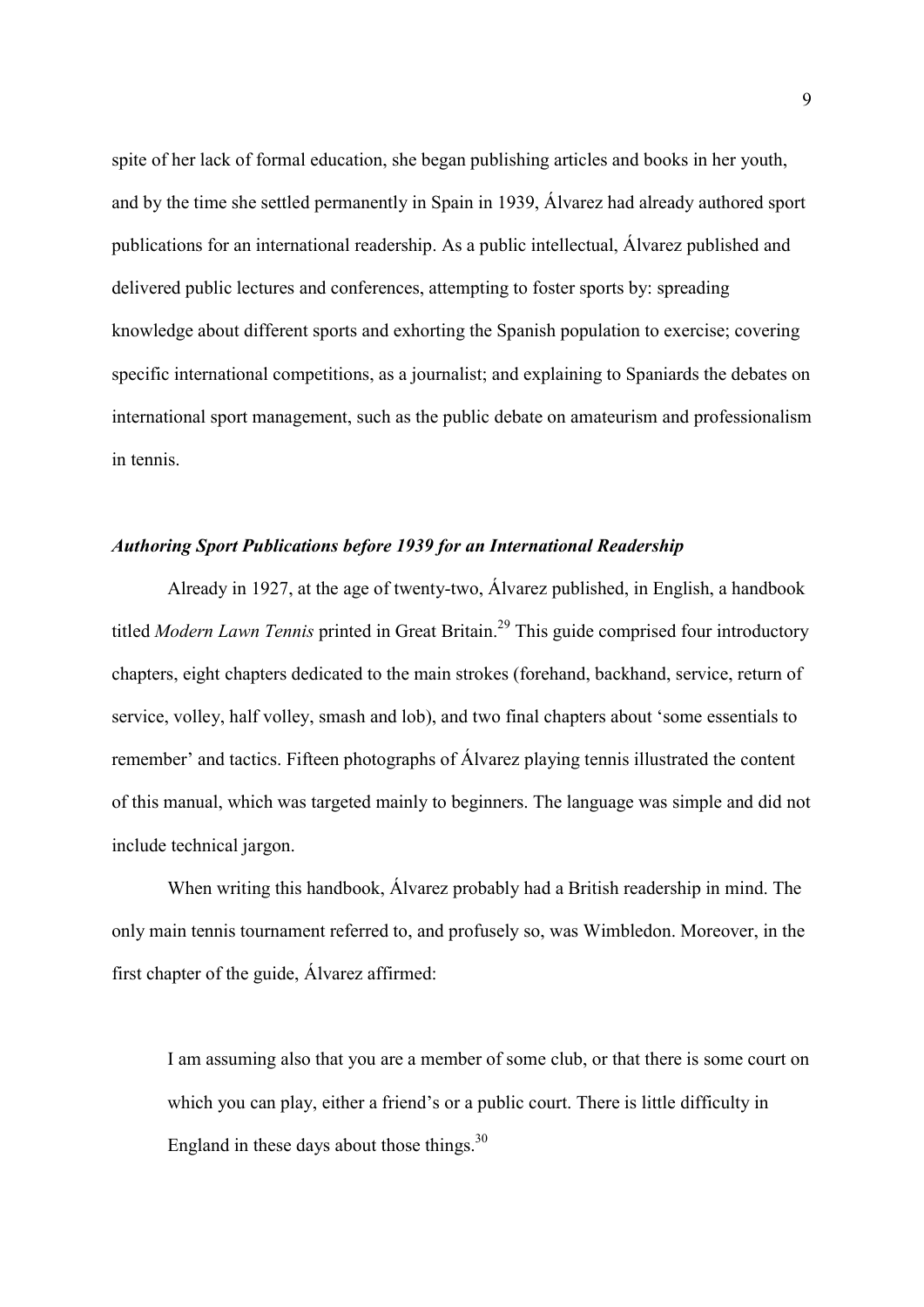spite of her lack of formal education, she began publishing articles and books in her youth, and by the time she settled permanently in Spain in 1939, Álvarez had already authored sport publications for an international readership. As a public intellectual, Álvarez published and delivered public lectures and conferences, attempting to foster sports by: spreading knowledge about different sports and exhorting the Spanish population to exercise; covering specific international competitions, as a journalist; and explaining to Spaniards the debates on international sport management, such as the public debate on amateurism and professionalism in tennis.

### *Authoring Sport Publications before 1939 for an International Readership*

Already in 1927, at the age of twenty-two, Álvarez published, in English, a handbook titled *Modern Lawn Tennis* printed in Great Britain.[29] This guide comprised four introductory chapters, eight chapters dedicated to the main strokes (forehand, backhand, service, return of service, volley, half volley, smash and lob), and two final chapters about 'some essentials to remember' and tactics. Fifteen photographs of Álvarez playing tennis illustrated the content of this manual, which was targeted mainly to beginners. The language was simple and did not include technical jargon.

When writing this handbook, Álvarez probably had a British readership in mind. The only main tennis tournament referred to, and profusely so, was Wimbledon. Moreover, in the first chapter of the guide, Álvarez affirmed:

> I am assuming also that you are a member of some club, or that there is some court on which you can play, either a friend's or a public court. There is little difficulty in England in these days about those things.[30]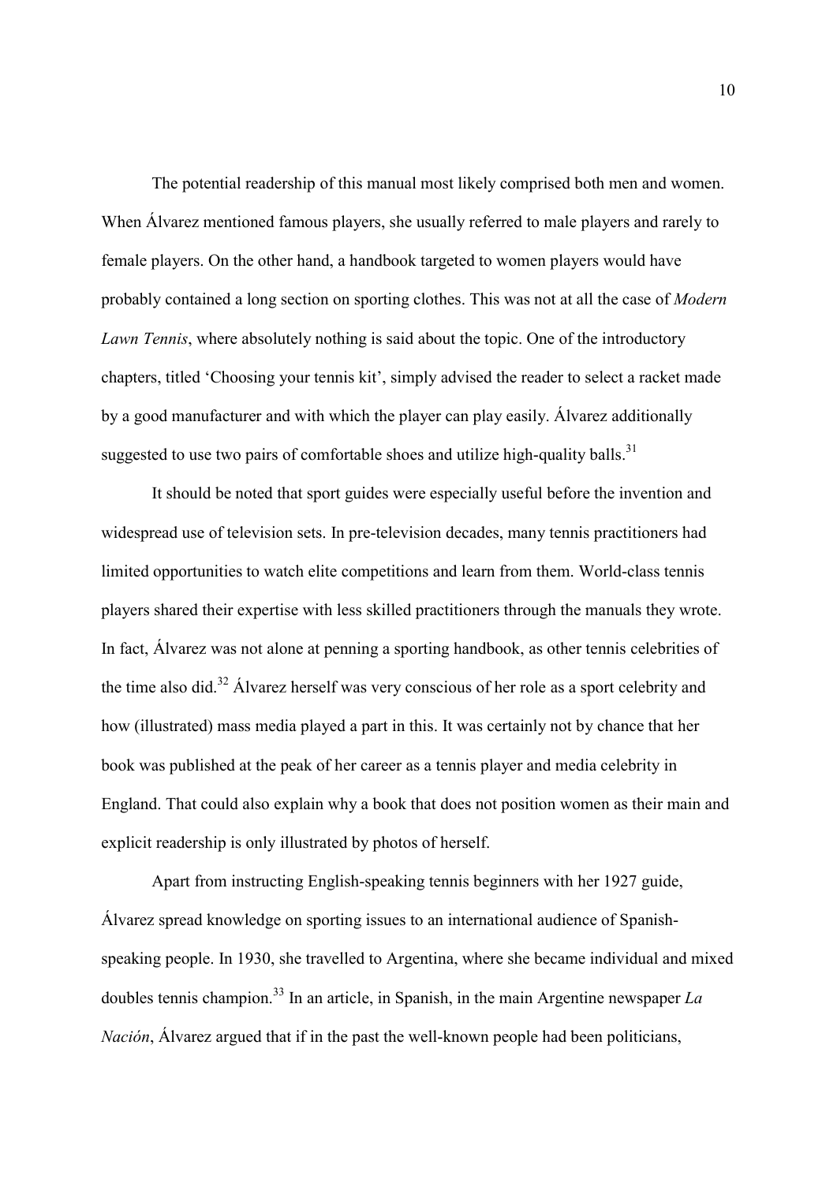The potential readership of this manual most likely comprised both men and women. When Álvarez mentioned famous players, she usually referred to male players and rarely to female players. On the other hand, a handbook targeted to women players would have probably contained a long section on sporting clothes. This was not at all the case of *Modern Lawn Tennis*, where absolutely nothing is said about the topic. One of the introductory chapters, titled 'Choosing your tennis kit', simply advised the reader to select a racket made by a good manufacturer and with which the player can play easily. Álvarez additionally suggested to use two pairs of comfortable shoes and utilize high-quality balls.[31]

It should be noted that sport guides were especially useful before the invention and widespread use of television sets. In pre-television decades, many tennis practitioners had limited opportunities to watch elite competitions and learn from them. World-class tennis players shared their expertise with less skilled practitioners through the manuals they wrote. In fact, Álvarez was not alone at penning a sporting handbook, as other tennis celebrities of the time also did.[32] Álvarez herself was very conscious of her role as a sport celebrity and how (illustrated) mass media played a part in this. It was certainly not by chance that her book was published at the peak of her career as a tennis player and media celebrity in England. That could also explain why a book that does not position women as their main and explicit readership is only illustrated by photos of herself.

Apart from instructing English-speaking tennis beginners with her 1927 guide, Álvarez spread knowledge on sporting issues to an international audience of Spanish-speaking people. In 1930, she travelled to Argentina, where she became individual and mixed doubles tennis champion.[33] In an article, in Spanish, in the main Argentine newspaper *La Nación*, Álvarez argued that if in the past the well-known people had been politicians,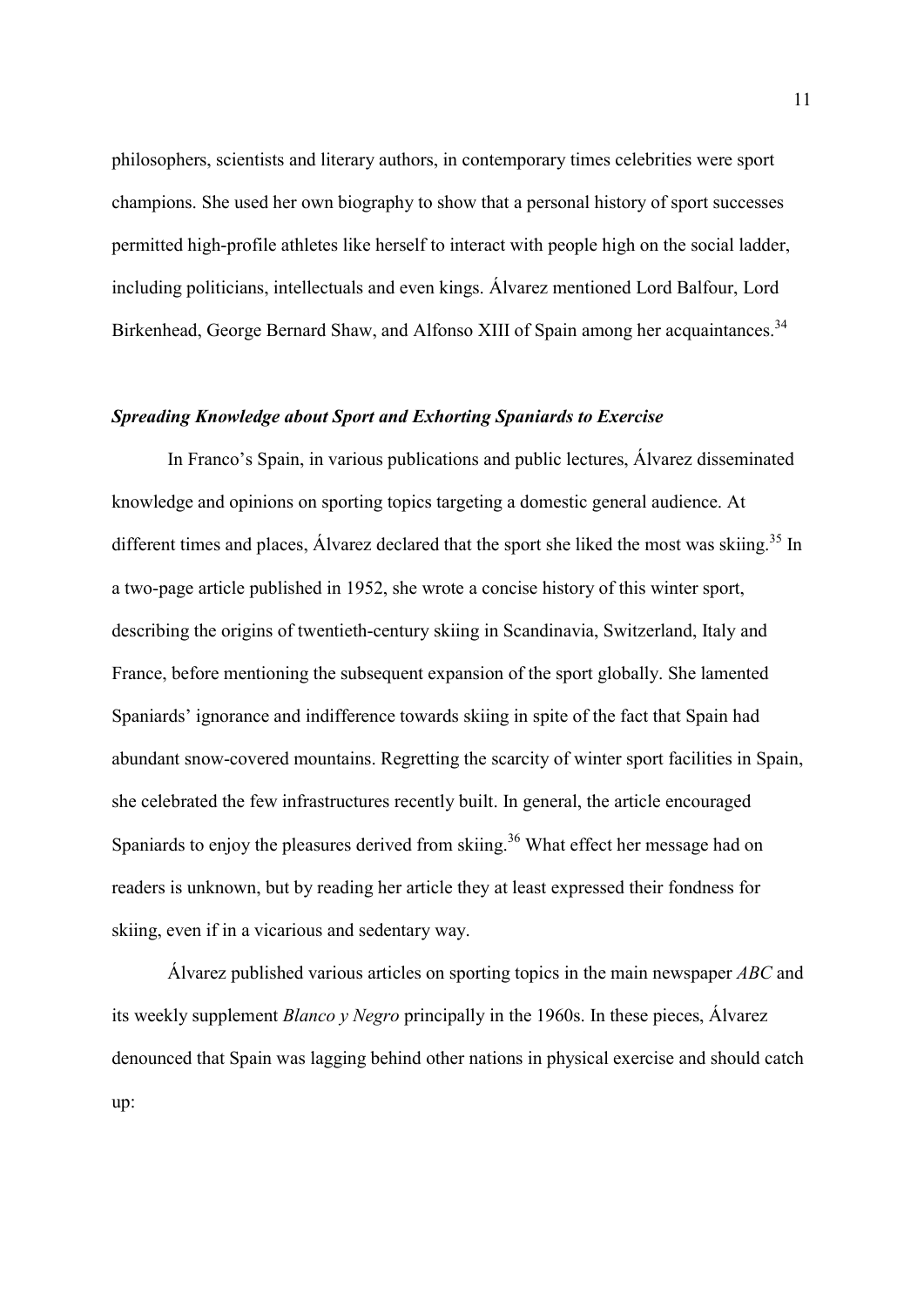philosophers, scientists and literary authors, in contemporary times celebrities were sport champions. She used her own biography to show that a personal history of sport successes permitted high-profile athletes like herself to interact with people high on the social ladder, including politicians, intellectuals and even kings. Álvarez mentioned Lord Balfour, Lord Birkenhead, George Bernard Shaw, and Alfonso XIII of Spain among her acquaintances.[34]

### *Spreading Knowledge about Sport and Exhorting Spaniards to Exercise*

In Franco's Spain, in various publications and public lectures, Álvarez disseminated knowledge and opinions on sporting topics targeting a domestic general audience. At different times and places, Álvarez declared that the sport she liked the most was skiing.[35] In a two-page article published in 1952, she wrote a concise history of this winter sport, describing the origins of twentieth-century skiing in Scandinavia, Switzerland, Italy and France, before mentioning the subsequent expansion of the sport globally. She lamented Spaniards' ignorance and indifference towards skiing in spite of the fact that Spain had abundant snow-covered mountains. Regretting the scarcity of winter sport facilities in Spain, she celebrated the few infrastructures recently built. In general, the article encouraged Spaniards to enjoy the pleasures derived from skiing.[36] What effect her message had on readers is unknown, but by reading her article they at least expressed their fondness for skiing, even if in a vicarious and sedentary way.

Álvarez published various articles on sporting topics in the main newspaper *ABC* and its weekly supplement *Blanco y Negro* principally in the 1960s. In these pieces, Álvarez denounced that Spain was lagging behind other nations in physical exercise and should catch up: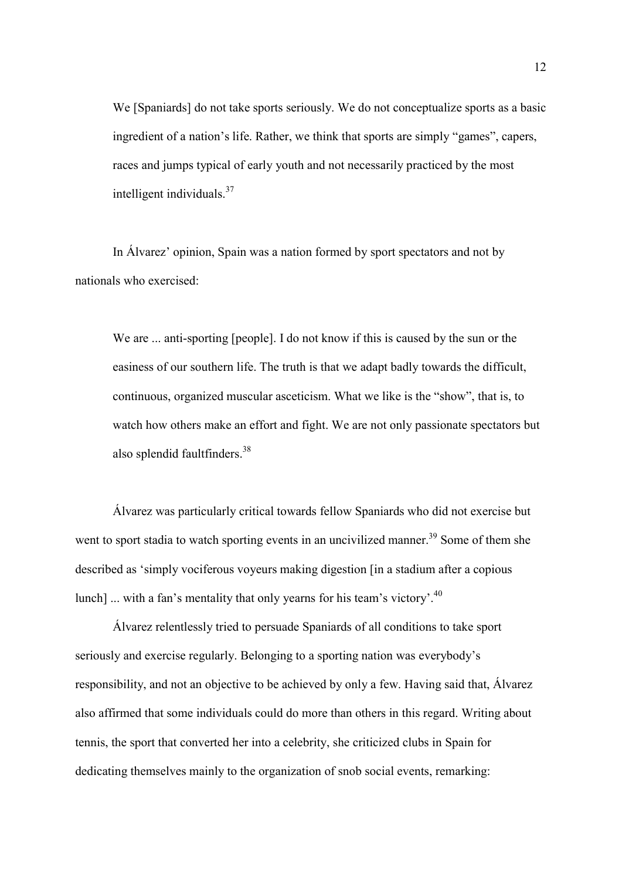> We [Spaniards] do not take sports seriously. We do not conceptualize sports as a basic ingredient of a nation's life. Rather, we think that sports are simply "games", capers, races and jumps typical of early youth and not necessarily practiced by the most intelligent individuals.[37]

In Álvarez' opinion, Spain was a nation formed by sport spectators and not by nationals who exercised:

> We are ... anti-sporting [people]. I do not know if this is caused by the sun or the easiness of our southern life. The truth is that we adapt badly towards the difficult, continuous, organized muscular asceticism. What we like is the "show", that is, to watch how others make an effort and fight. We are not only passionate spectators but also splendid faultfinders.[38]

Álvarez was particularly critical towards fellow Spaniards who did not exercise but went to sport stadia to watch sporting events in an uncivilized manner.[39] Some of them she described as 'simply vociferous voyeurs making digestion [in a stadium after a copious lunch] ... with a fan's mentality that only yearns for his team's victory'.[40]

Álvarez relentlessly tried to persuade Spaniards of all conditions to take sport seriously and exercise regularly. Belonging to a sporting nation was everybody's responsibility, and not an objective to be achieved by only a few. Having said that, Álvarez also affirmed that some individuals could do more than others in this regard. Writing about tennis, the sport that converted her into a celebrity, she criticized clubs in Spain for dedicating themselves mainly to the organization of snob social events, remarking: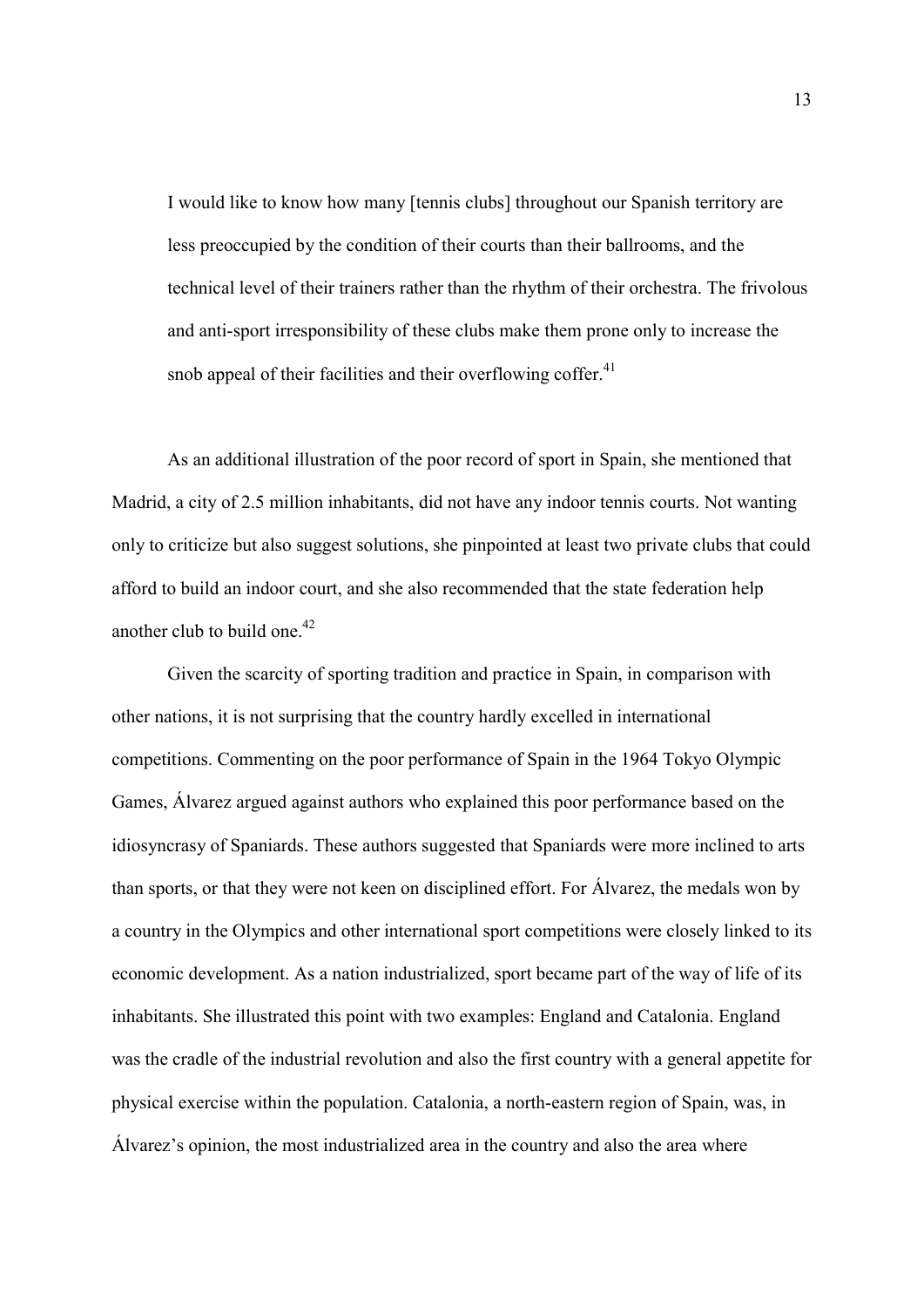> I would like to know how many [tennis clubs] throughout our Spanish territory are less preoccupied by the condition of their courts than their ballrooms, and the technical level of their trainers rather than the rhythm of their orchestra. The frivolous and anti-sport irresponsibility of these clubs make them prone only to increase the snob appeal of their facilities and their overflowing coffer.[41]

As an additional illustration of the poor record of sport in Spain, she mentioned that Madrid, a city of 2.5 million inhabitants, did not have any indoor tennis courts. Not wanting only to criticize but also suggest solutions, she pinpointed at least two private clubs that could afford to build an indoor court, and she also recommended that the state federation help another club to build one.[42]

Given the scarcity of sporting tradition and practice in Spain, in comparison with other nations, it is not surprising that the country hardly excelled in international competitions. Commenting on the poor performance of Spain in the 1964 Tokyo Olympic Games, Álvarez argued against authors who explained this poor performance based on the idiosyncrasy of Spaniards. These authors suggested that Spaniards were more inclined to arts than sports, or that they were not keen on disciplined effort. For Álvarez, the medals won by a country in the Olympics and other international sport competitions were closely linked to its economic development. As a nation industrialized, sport became part of the way of life of its inhabitants. She illustrated this point with two examples: England and Catalonia. England was the cradle of the industrial revolution and also the first country with a general appetite for physical exercise within the population. Catalonia, a north-eastern region of Spain, was, in Álvarez's opinion, the most industrialized area in the country and also the area where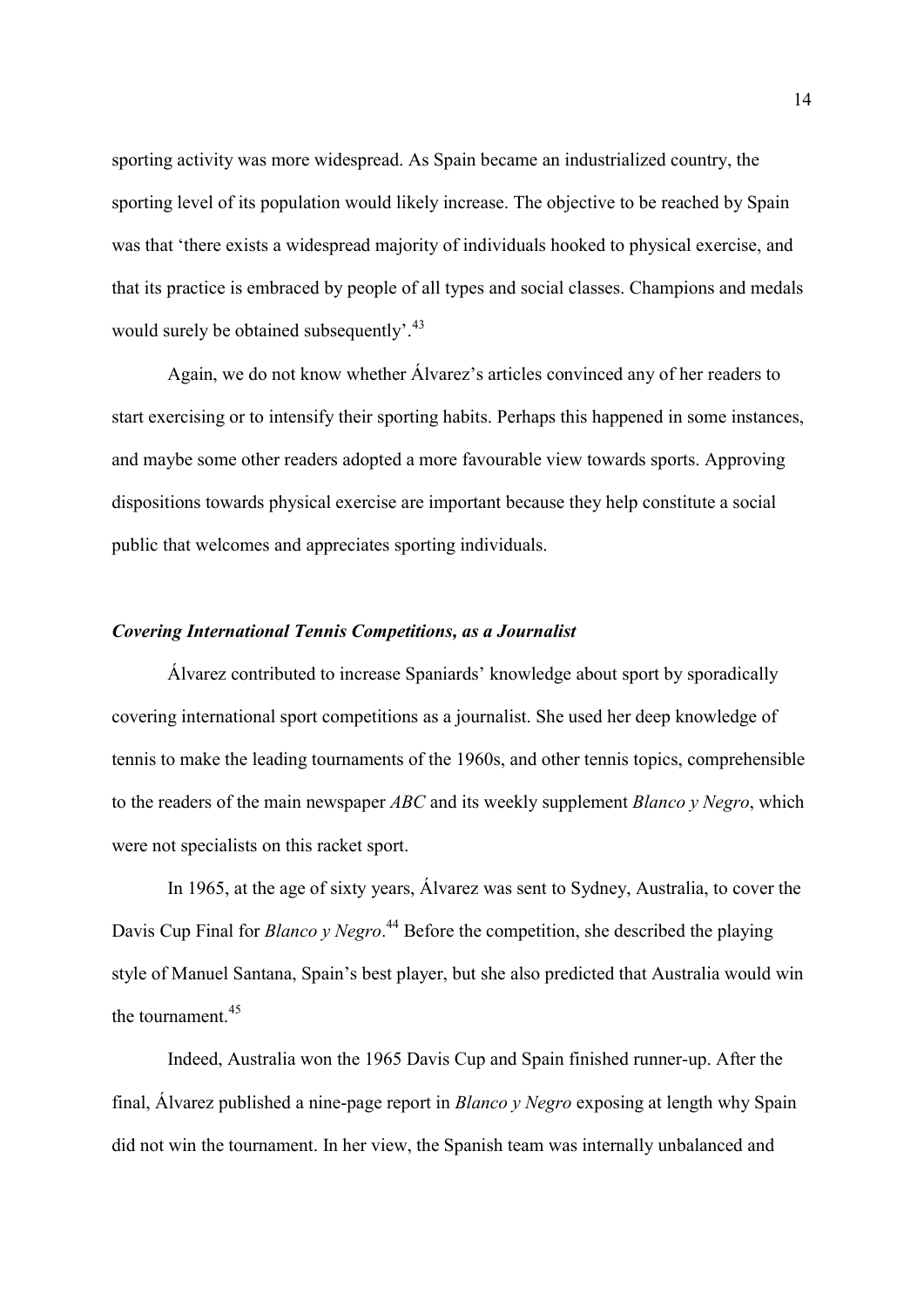sporting activity was more widespread. As Spain became an industrialized country, the sporting level of its population would likely increase. The objective to be reached by Spain was that 'there exists a widespread majority of individuals hooked to physical exercise, and that its practice is embraced by people of all types and social classes. Champions and medals would surely be obtained subsequently'.[43]

Again, we do not know whether Álvarez's articles convinced any of her readers to start exercising or to intensify their sporting habits. Perhaps this happened in some instances, and maybe some other readers adopted a more favourable view towards sports. Approving dispositions towards physical exercise are important because they help constitute a social public that welcomes and appreciates sporting individuals.

### *Covering International Tennis Competitions, as a Journalist*

Álvarez contributed to increase Spaniards' knowledge about sport by sporadically covering international sport competitions as a journalist. She used her deep knowledge of tennis to make the leading tournaments of the 1960s, and other tennis topics, comprehensible to the readers of the main newspaper *ABC* and its weekly supplement *Blanco y Negro*, which were not specialists on this racket sport.

In 1965, at the age of sixty years, Álvarez was sent to Sydney, Australia, to cover the Davis Cup Final for *Blanco y Negro*.[44] Before the competition, she described the playing style of Manuel Santana, Spain's best player, but she also predicted that Australia would win the tournament.[45]

Indeed, Australia won the 1965 Davis Cup and Spain finished runner-up. After the final, Álvarez published a nine-page report in *Blanco y Negro* exposing at length why Spain did not win the tournament. In her view, the Spanish team was internally unbalanced and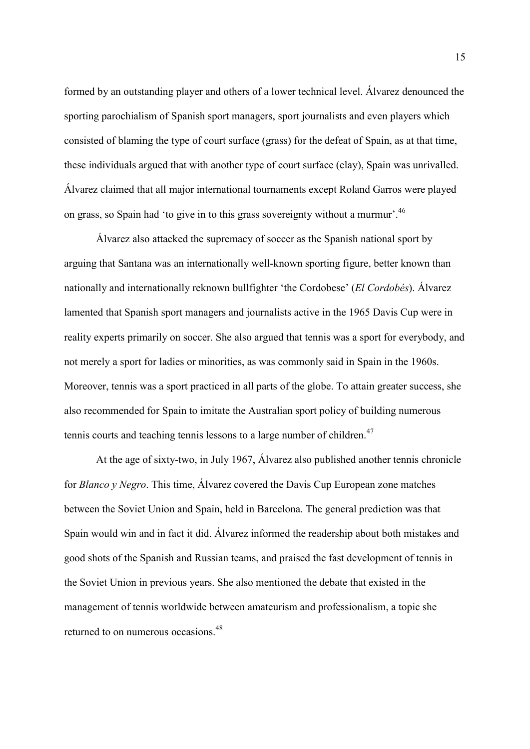formed by an outstanding player and others of a lower technical level. Álvarez denounced the sporting parochialism of Spanish sport managers, sport journalists and even players which consisted of blaming the type of court surface (grass) for the defeat of Spain, as at that time, these individuals argued that with another type of court surface (clay), Spain was unrivalled. Álvarez claimed that all major international tournaments except Roland Garros were played on grass, so Spain had 'to give in to this grass sovereignty without a murmur'.[46]

Álvarez also attacked the supremacy of soccer as the Spanish national sport by arguing that Santana was an internationally well-known sporting figure, better known than nationally and internationally reknown bullfighter 'the Cordobese' (*El Cordobés*). Álvarez lamented that Spanish sport managers and journalists active in the 1965 Davis Cup were in reality experts primarily on soccer. She also argued that tennis was a sport for everybody, and not merely a sport for ladies or minorities, as was commonly said in Spain in the 1960s. Moreover, tennis was a sport practiced in all parts of the globe. To attain greater success, she also recommended for Spain to imitate the Australian sport policy of building numerous tennis courts and teaching tennis lessons to a large number of children.[47]

At the age of sixty-two, in July 1967, Álvarez also published another tennis chronicle for *Blanco y Negro*. This time, Álvarez covered the Davis Cup European zone matches between the Soviet Union and Spain, held in Barcelona. The general prediction was that Spain would win and in fact it did. Álvarez informed the readership about both mistakes and good shots of the Spanish and Russian teams, and praised the fast development of tennis in the Soviet Union in previous years. She also mentioned the debate that existed in the management of tennis worldwide between amateurism and professionalism, a topic she returned to on numerous occasions.[48]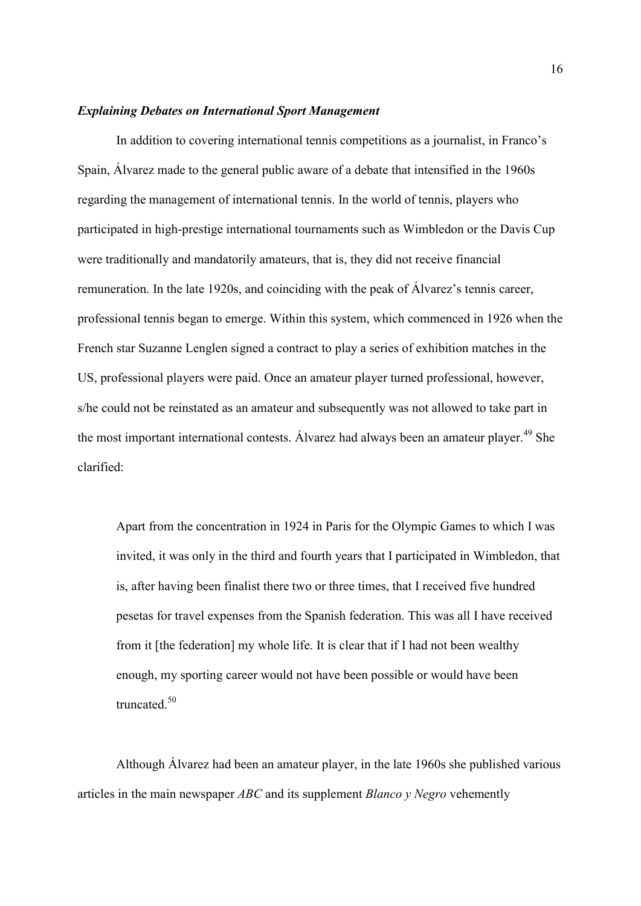### *Explaining Debates on International Sport Management*

In addition to covering international tennis competitions as a journalist, in Franco's Spain, Álvarez made to the general public aware of a debate that intensified in the 1960s regarding the management of international tennis. In the world of tennis, players who participated in high-prestige international tournaments such as Wimbledon or the Davis Cup were traditionally and mandatorily amateurs, that is, they did not receive financial remuneration. In the late 1920s, and coinciding with the peak of Álvarez's tennis career, professional tennis began to emerge. Within this system, which commenced in 1926 when the French star Suzanne Lenglen signed a contract to play a series of exhibition matches in the US, professional players were paid. Once an amateur player turned professional, however, s/he could not be reinstated as an amateur and subsequently was not allowed to take part in the most important international contests. Álvarez had always been an amateur player.[49] She clarified:

> Apart from the concentration in 1924 in Paris for the Olympic Games to which I was invited, it was only in the third and fourth years that I participated in Wimbledon, that is, after having been finalist there two or three times, that I received five hundred pesetas for travel expenses from the Spanish federation. This was all I have received from it [the federation] my whole life. It is clear that if I had not been wealthy enough, my sporting career would not have been possible or would have been truncated.[50]

Although Álvarez had been an amateur player, in the late 1960s she published various articles in the main newspaper *ABC* and its supplement *Blanco y Negro* vehemently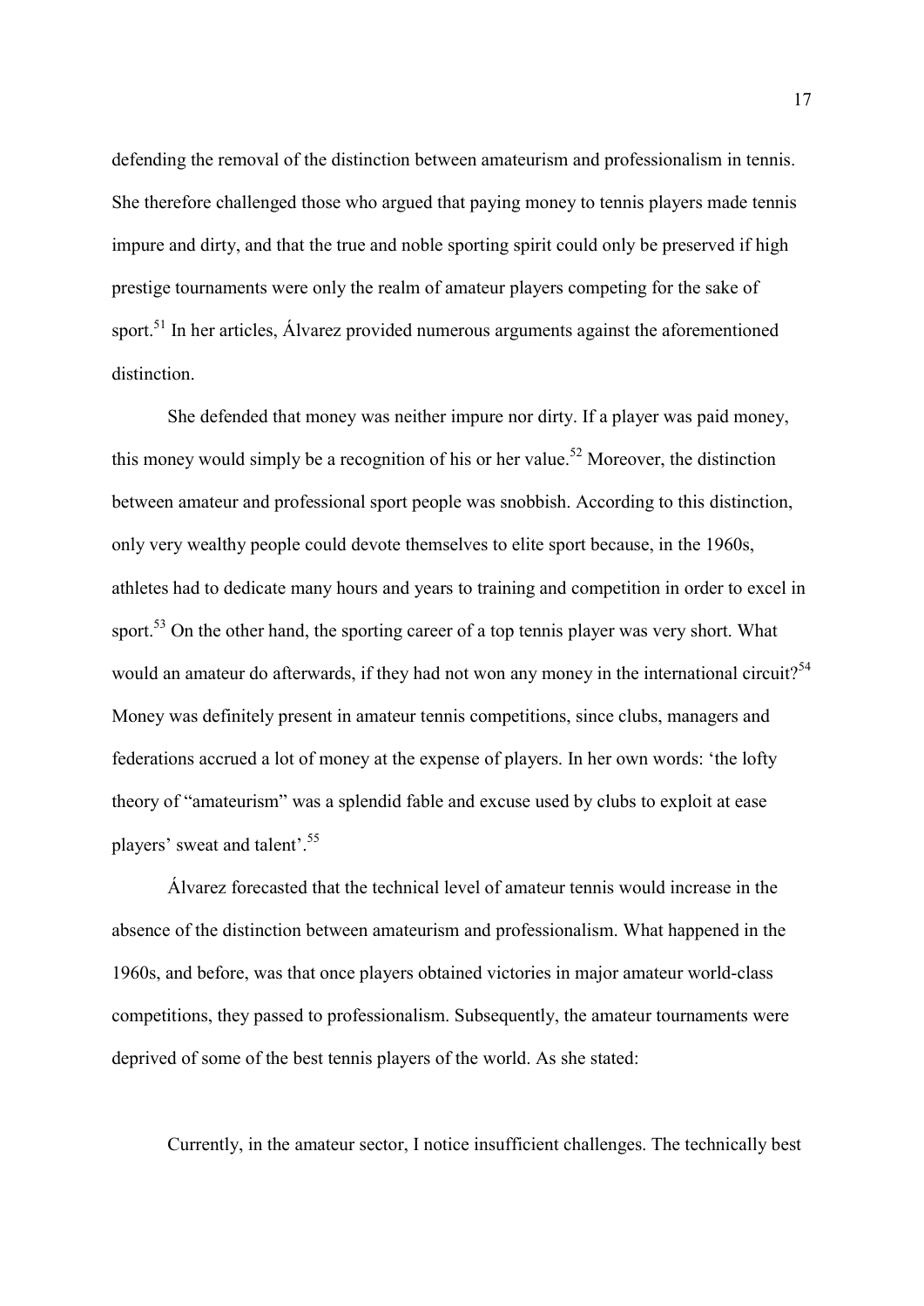defending the removal of the distinction between amateurism and professionalism in tennis. She therefore challenged those who argued that paying money to tennis players made tennis impure and dirty, and that the true and noble sporting spirit could only be preserved if high prestige tournaments were only the realm of amateur players competing for the sake of sport.[51] In her articles, Álvarez provided numerous arguments against the aforementioned distinction.

She defended that money was neither impure nor dirty. If a player was paid money, this money would simply be a recognition of his or her value.[52] Moreover, the distinction between amateur and professional sport people was snobbish. According to this distinction, only very wealthy people could devote themselves to elite sport because, in the 1960s, athletes had to dedicate many hours and years to training and competition in order to excel in sport.[53] On the other hand, the sporting career of a top tennis player was very short. What would an amateur do afterwards, if they had not won any money in the international circuit?[54] Money was definitely present in amateur tennis competitions, since clubs, managers and federations accrued a lot of money at the expense of players. In her own words: 'the lofty theory of "amateurism" was a splendid fable and excuse used by clubs to exploit at ease players' sweat and talent'.[55]

Álvarez forecasted that the technical level of amateur tennis would increase in the absence of the distinction between amateurism and professionalism. What happened in the 1960s, and before, was that once players obtained victories in major amateur world-class competitions, they passed to professionalism. Subsequently, the amateur tournaments were deprived of some of the best tennis players of the world. As she stated:

Currently, in the amateur sector, I notice insufficient challenges. The technically best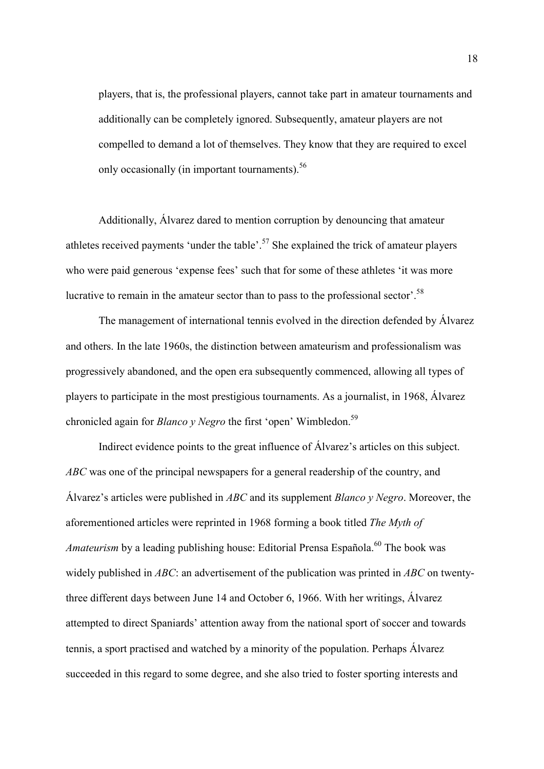players, that is, the professional players, cannot take part in amateur tournaments and additionally can be completely ignored. Subsequently, amateur players are not compelled to demand a lot of themselves. They know that they are required to excel only occasionally (in important tournaments).[56]

Additionally, Álvarez dared to mention corruption by denouncing that amateur athletes received payments 'under the table'.[57] She explained the trick of amateur players who were paid generous 'expense fees' such that for some of these athletes 'it was more lucrative to remain in the amateur sector than to pass to the professional sector'.[58]

The management of international tennis evolved in the direction defended by Álvarez and others. In the late 1960s, the distinction between amateurism and professionalism was progressively abandoned, and the open era subsequently commenced, allowing all types of players to participate in the most prestigious tournaments. As a journalist, in 1968, Álvarez chronicled again for *Blanco y Negro* the first 'open' Wimbledon.[59]

Indirect evidence points to the great influence of Álvarez's articles on this subject. *ABC* was one of the principal newspapers for a general readership of the country, and Álvarez's articles were published in *ABC* and its supplement *Blanco y Negro*. Moreover, the aforementioned articles were reprinted in 1968 forming a book titled *The Myth of Amateurism* by a leading publishing house: Editorial Prensa Española.[60] The book was widely published in *ABC*: an advertisement of the publication was printed in *ABC* on twenty-three different days between June 14 and October 6, 1966. With her writings, Álvarez attempted to direct Spaniards' attention away from the national sport of soccer and towards tennis, a sport practised and watched by a minority of the population. Perhaps Álvarez succeeded in this regard to some degree, and she also tried to foster sporting interests and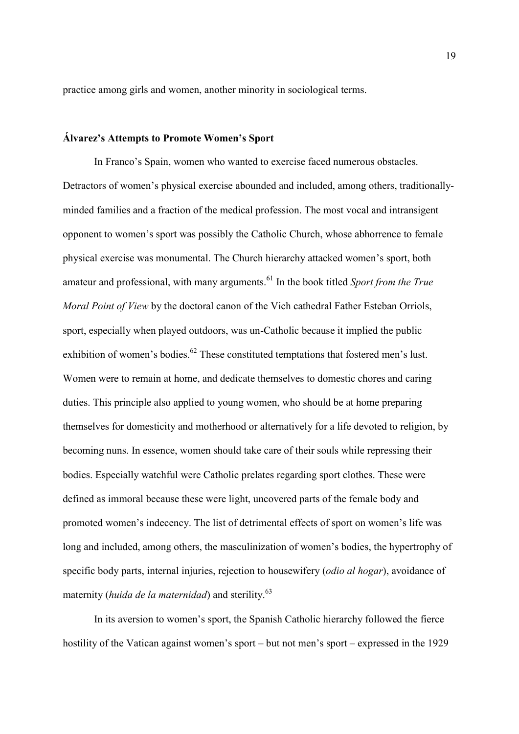practice among girls and women, another minority in sociological terms.

### Álvarez's Attempts to Promote Women's Sport

In Franco's Spain, women who wanted to exercise faced numerous obstacles. Detractors of women's physical exercise abounded and included, among others, traditionally-minded families and a fraction of the medical profession. The most vocal and intransigent opponent to women's sport was possibly the Catholic Church, whose abhorrence to female physical exercise was monumental. The Church hierarchy attacked women's sport, both amateur and professional, with many arguments.[61] In the book titled *Sport from the True Moral Point of View* by the doctoral canon of the Vich cathedral Father Esteban Orriols, sport, especially when played outdoors, was un-Catholic because it implied the public exhibition of women's bodies.[62] These constituted temptations that fostered men's lust. Women were to remain at home, and dedicate themselves to domestic chores and caring duties. This principle also applied to young women, who should be at home preparing themselves for domesticity and motherhood or alternatively for a life devoted to religion, by becoming nuns. In essence, women should take care of their souls while repressing their bodies. Especially watchful were Catholic prelates regarding sport clothes. These were defined as immoral because these were light, uncovered parts of the female body and promoted women's indecency. The list of detrimental effects of sport on women's life was long and included, among others, the masculinization of women's bodies, the hypertrophy of specific body parts, internal injuries, rejection to housewifery (*odio al hogar*), avoidance of maternity (*huida de la maternidad*) and sterility.[63]

In its aversion to women's sport, the Spanish Catholic hierarchy followed the fierce hostility of the Vatican against women's sport – but not men's sport – expressed in the 1929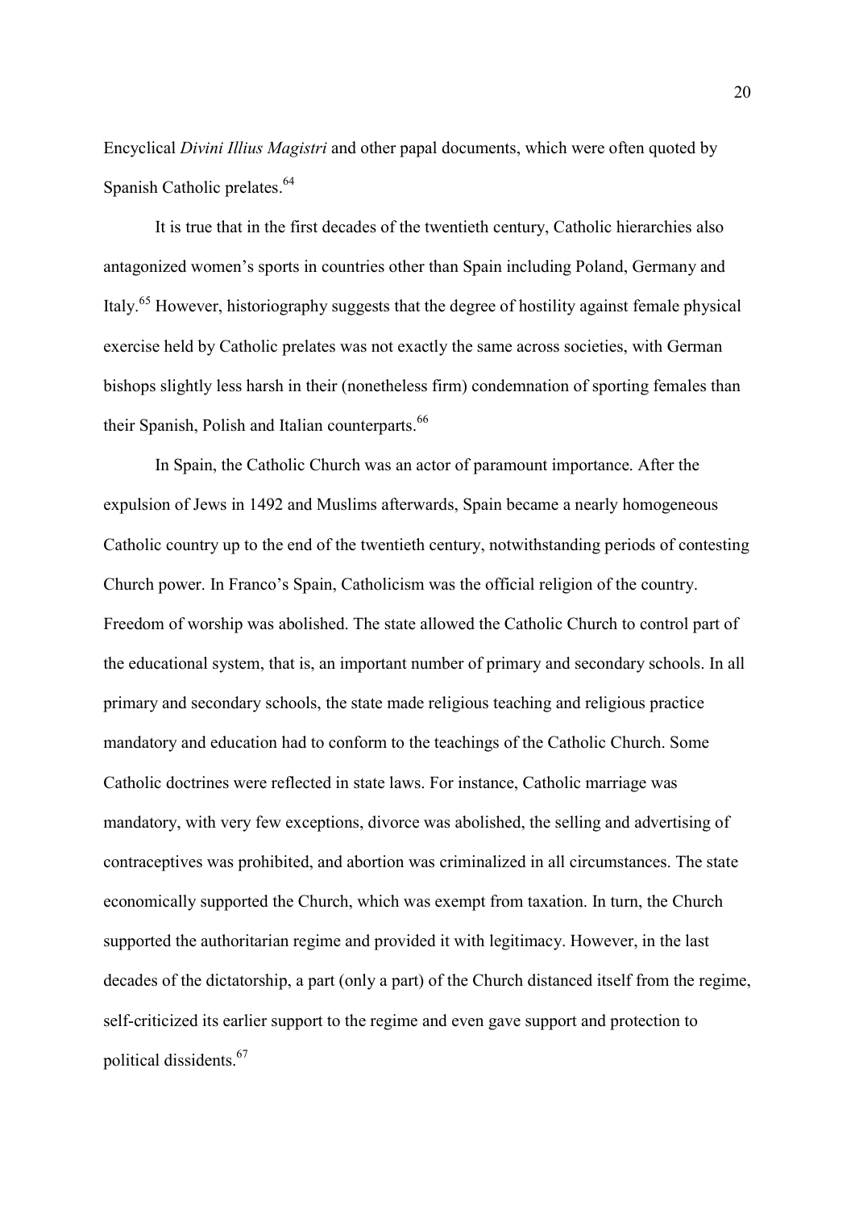Encyclical *Divini Illius Magistri* and other papal documents, which were often quoted by Spanish Catholic prelates.[64]

It is true that in the first decades of the twentieth century, Catholic hierarchies also antagonized women's sports in countries other than Spain including Poland, Germany and Italy.[65] However, historiography suggests that the degree of hostility against female physical exercise held by Catholic prelates was not exactly the same across societies, with German bishops slightly less harsh in their (nonetheless firm) condemnation of sporting females than their Spanish, Polish and Italian counterparts.[66]

In Spain, the Catholic Church was an actor of paramount importance. After the expulsion of Jews in 1492 and Muslims afterwards, Spain became a nearly homogeneous Catholic country up to the end of the twentieth century, notwithstanding periods of contesting Church power. In Franco's Spain, Catholicism was the official religion of the country. Freedom of worship was abolished. The state allowed the Catholic Church to control part of the educational system, that is, an important number of primary and secondary schools. In all primary and secondary schools, the state made religious teaching and religious practice mandatory and education had to conform to the teachings of the Catholic Church. Some Catholic doctrines were reflected in state laws. For instance, Catholic marriage was mandatory, with very few exceptions, divorce was abolished, the selling and advertising of contraceptives was prohibited, and abortion was criminalized in all circumstances. The state economically supported the Church, which was exempt from taxation. In turn, the Church supported the authoritarian regime and provided it with legitimacy. However, in the last decades of the dictatorship, a part (only a part) of the Church distanced itself from the regime, self-criticized its earlier support to the regime and even gave support and protection to political dissidents.[67]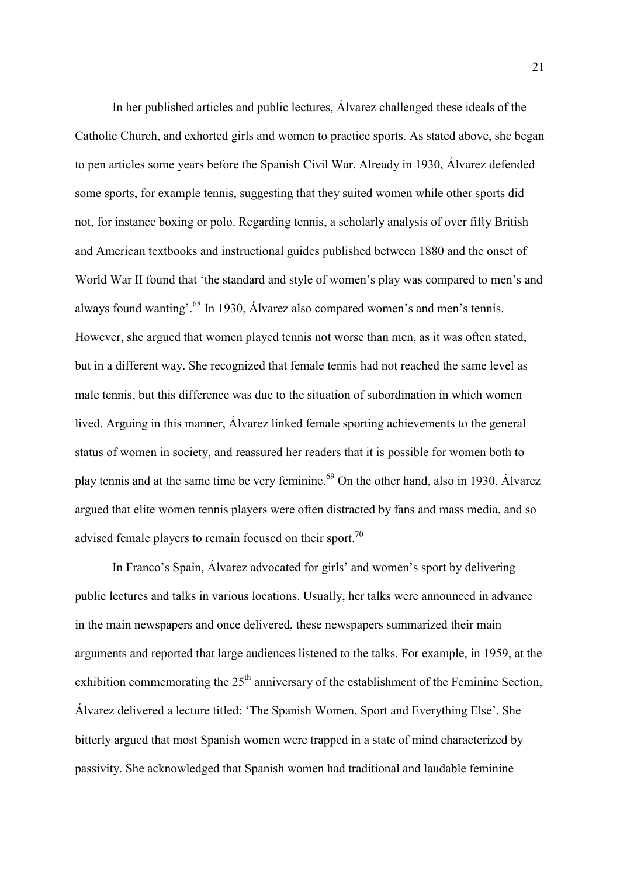In her published articles and public lectures, Álvarez challenged these ideals of the Catholic Church, and exhorted girls and women to practice sports. As stated above, she began to pen articles some years before the Spanish Civil War. Already in 1930, Álvarez defended some sports, for example tennis, suggesting that they suited women while other sports did not, for instance boxing or polo. Regarding tennis, a scholarly analysis of over fifty British and American textbooks and instructional guides published between 1880 and the onset of World War II found that 'the standard and style of women's play was compared to men's and always found wanting'.[68] In 1930, Álvarez also compared women's and men's tennis. However, she argued that women played tennis not worse than men, as it was often stated, but in a different way. She recognized that female tennis had not reached the same level as male tennis, but this difference was due to the situation of subordination in which women lived. Arguing in this manner, Álvarez linked female sporting achievements to the general status of women in society, and reassured her readers that it is possible for women both to play tennis and at the same time be very feminine.[69] On the other hand, also in 1930, Álvarez argued that elite women tennis players were often distracted by fans and mass media, and so advised female players to remain focused on their sport.[70]

In Franco's Spain, Álvarez advocated for girls' and women's sport by delivering public lectures and talks in various locations. Usually, her talks were announced in advance in the main newspapers and once delivered, these newspapers summarized their main arguments and reported that large audiences listened to the talks. For example, in 1959, at the exhibition commemorating the 25th anniversary of the establishment of the Feminine Section, Álvarez delivered a lecture titled: 'The Spanish Women, Sport and Everything Else'. She bitterly argued that most Spanish women were trapped in a state of mind characterized by passivity. She acknowledged that Spanish women had traditional and laudable feminine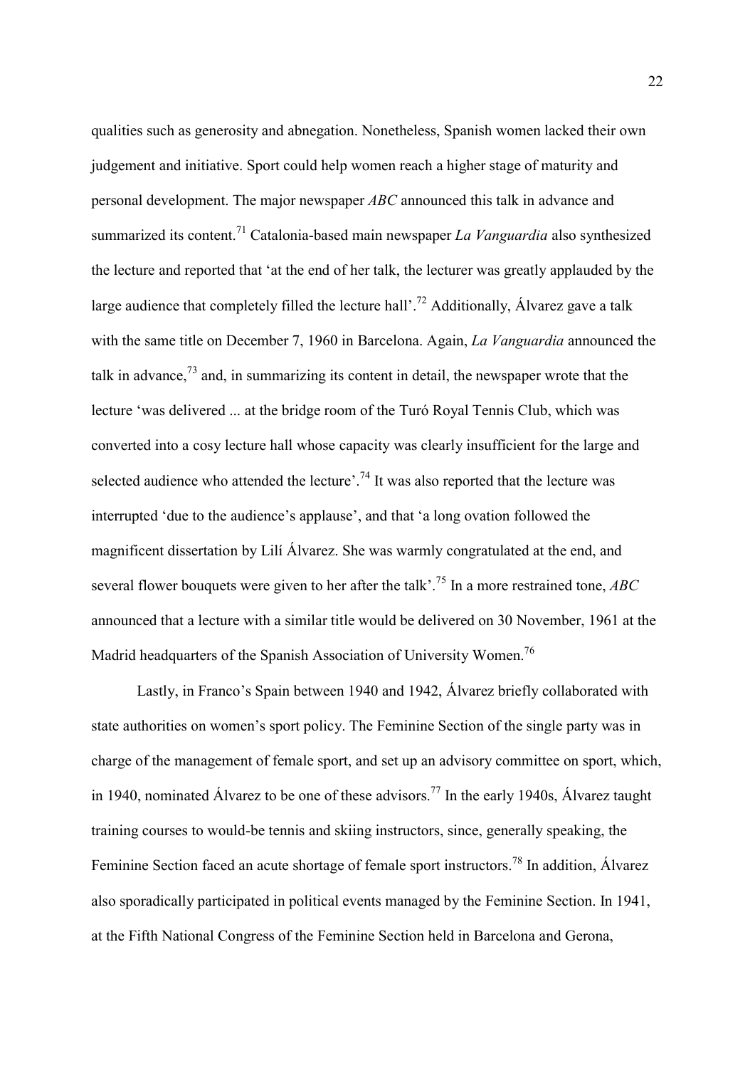qualities such as generosity and abnegation. Nonetheless, Spanish women lacked their own judgement and initiative. Sport could help women reach a higher stage of maturity and personal development. The major newspaper *ABC* announced this talk in advance and summarized its content.[71] Catalonia-based main newspaper *La Vanguardia* also synthesized the lecture and reported that 'at the end of her talk, the lecturer was greatly applauded by the large audience that completely filled the lecture hall'.[72] Additionally, Álvarez gave a talk with the same title on December 7, 1960 in Barcelona. Again, *La Vanguardia* announced the talk in advance,[73] and, in summarizing its content in detail, the newspaper wrote that the lecture 'was delivered ... at the bridge room of the Turó Royal Tennis Club, which was converted into a cosy lecture hall whose capacity was clearly insufficient for the large and selected audience who attended the lecture'.[74] It was also reported that the lecture was interrupted 'due to the audience's applause', and that 'a long ovation followed the magnificent dissertation by Lilí Álvarez. She was warmly congratulated at the end, and several flower bouquets were given to her after the talk'.[75] In a more restrained tone, *ABC* announced that a lecture with a similar title would be delivered on 30 November, 1961 at the Madrid headquarters of the Spanish Association of University Women.[76]

Lastly, in Franco's Spain between 1940 and 1942, Álvarez briefly collaborated with state authorities on women's sport policy. The Feminine Section of the single party was in charge of the management of female sport, and set up an advisory committee on sport, which, in 1940, nominated Álvarez to be one of these advisors.[77] In the early 1940s, Álvarez taught training courses to would-be tennis and skiing instructors, since, generally speaking, the Feminine Section faced an acute shortage of female sport instructors.[78] In addition, Álvarez also sporadically participated in political events managed by the Feminine Section. In 1941, at the Fifth National Congress of the Feminine Section held in Barcelona and Gerona,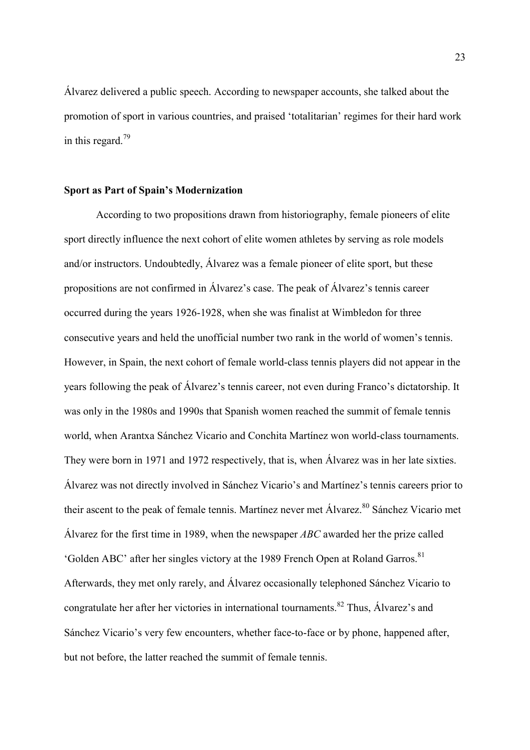Álvarez delivered a public speech. According to newspaper accounts, she talked about the promotion of sport in various countries, and praised 'totalitarian' regimes for their hard work in this regard.[79]

## Sport as Part of Spain's Modernization

According to two propositions drawn from historiography, female pioneers of elite sport directly influence the next cohort of elite women athletes by serving as role models and/or instructors. Undoubtedly, Álvarez was a female pioneer of elite sport, but these propositions are not confirmed in Álvarez's case. The peak of Álvarez's tennis career occurred during the years 1926-1928, when she was finalist at Wimbledon for three consecutive years and held the unofficial number two rank in the world of women's tennis. However, in Spain, the next cohort of female world-class tennis players did not appear in the years following the peak of Álvarez's tennis career, not even during Franco's dictatorship. It was only in the 1980s and 1990s that Spanish women reached the summit of female tennis world, when Arantxa Sánchez Vicario and Conchita Martínez won world-class tournaments. They were born in 1971 and 1972 respectively, that is, when Álvarez was in her late sixties. Álvarez was not directly involved in Sánchez Vicario's and Martínez's tennis careers prior to their ascent to the peak of female tennis. Martínez never met Álvarez.[80] Sánchez Vicario met Álvarez for the first time in 1989, when the newspaper *ABC* awarded her the prize called 'Golden ABC' after her singles victory at the 1989 French Open at Roland Garros.[81] Afterwards, they met only rarely, and Álvarez occasionally telephoned Sánchez Vicario to congratulate her after her victories in international tournaments.[82] Thus, Álvarez's and Sánchez Vicario's very few encounters, whether face-to-face or by phone, happened after, but not before, the latter reached the summit of female tennis.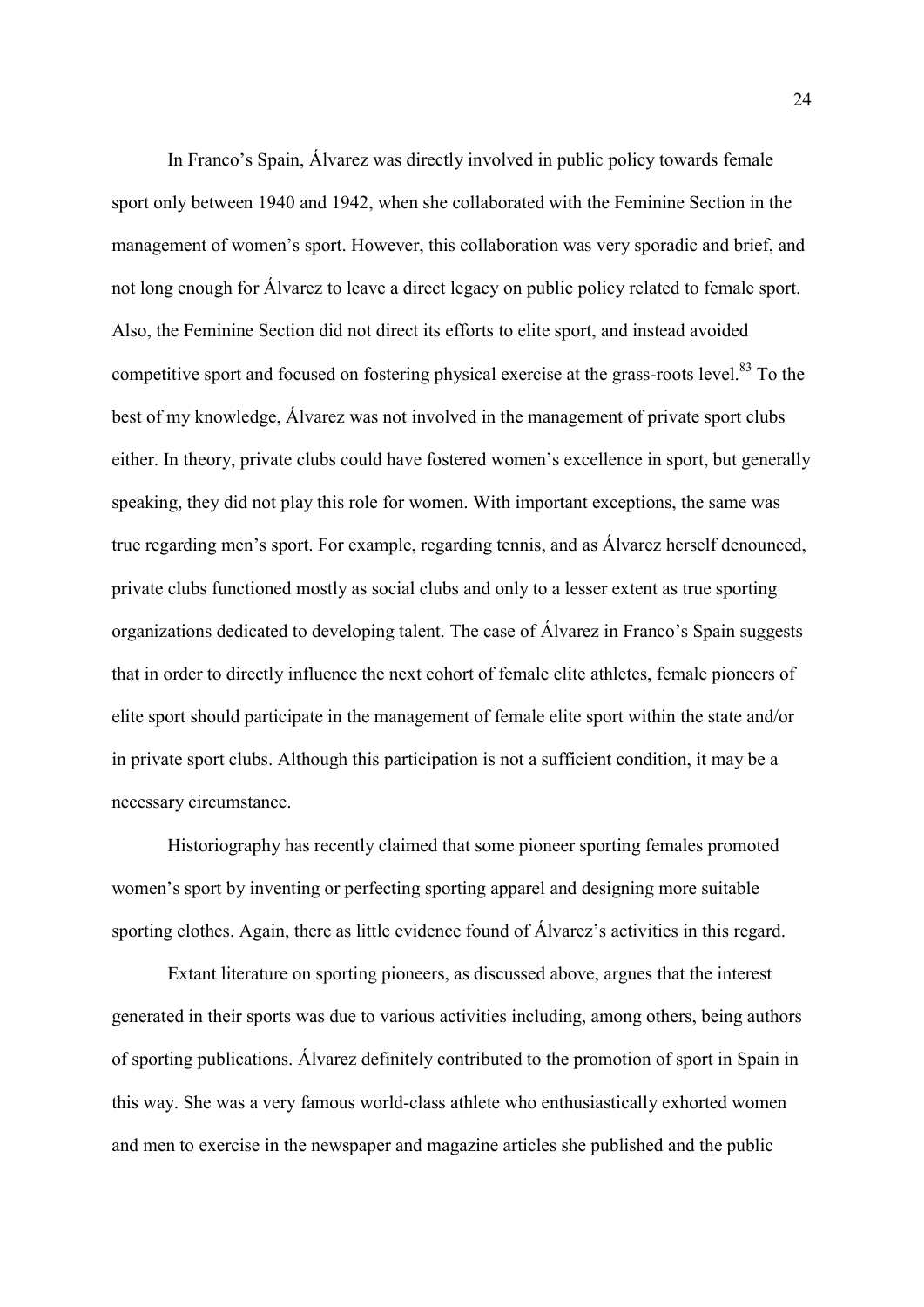In Franco's Spain, Álvarez was directly involved in public policy towards female sport only between 1940 and 1942, when she collaborated with the Feminine Section in the management of women's sport. However, this collaboration was very sporadic and brief, and not long enough for Álvarez to leave a direct legacy on public policy related to female sport. Also, the Feminine Section did not direct its efforts to elite sport, and instead avoided competitive sport and focused on fostering physical exercise at the grass-roots level.[83] To the best of my knowledge, Álvarez was not involved in the management of private sport clubs either. In theory, private clubs could have fostered women's excellence in sport, but generally speaking, they did not play this role for women. With important exceptions, the same was true regarding men's sport. For example, regarding tennis, and as Álvarez herself denounced, private clubs functioned mostly as social clubs and only to a lesser extent as true sporting organizations dedicated to developing talent. The case of Álvarez in Franco's Spain suggests that in order to directly influence the next cohort of female elite athletes, female pioneers of elite sport should participate in the management of female elite sport within the state and/or in private sport clubs. Although this participation is not a sufficient condition, it may be a necessary circumstance.

Historiography has recently claimed that some pioneer sporting females promoted women's sport by inventing or perfecting sporting apparel and designing more suitable sporting clothes. Again, there as little evidence found of Álvarez's activities in this regard.

Extant literature on sporting pioneers, as discussed above, argues that the interest generated in their sports was due to various activities including, among others, being authors of sporting publications. Álvarez definitely contributed to the promotion of sport in Spain in this way. She was a very famous world-class athlete who enthusiastically exhorted women and men to exercise in the newspaper and magazine articles she published and the public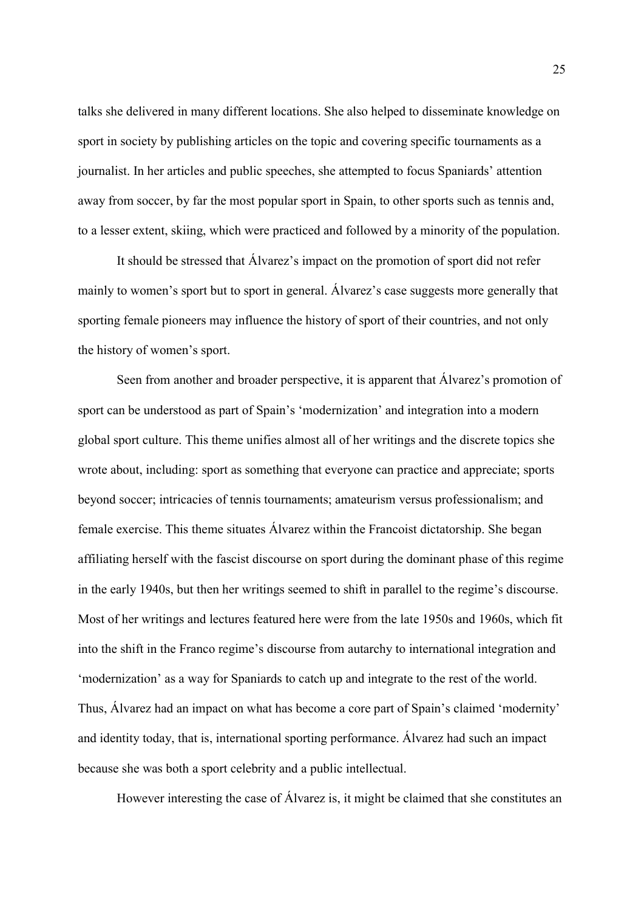talks she delivered in many different locations. She also helped to disseminate knowledge on sport in society by publishing articles on the topic and covering specific tournaments as a journalist. In her articles and public speeches, she attempted to focus Spaniards' attention away from soccer, by far the most popular sport in Spain, to other sports such as tennis and, to a lesser extent, skiing, which were practiced and followed by a minority of the population.

It should be stressed that Álvarez's impact on the promotion of sport did not refer mainly to women's sport but to sport in general. Álvarez's case suggests more generally that sporting female pioneers may influence the history of sport of their countries, and not only the history of women's sport.

Seen from another and broader perspective, it is apparent that Álvarez's promotion of sport can be understood as part of Spain's 'modernization' and integration into a modern global sport culture. This theme unifies almost all of her writings and the discrete topics she wrote about, including: sport as something that everyone can practice and appreciate; sports beyond soccer; intricacies of tennis tournaments; amateurism versus professionalism; and female exercise. This theme situates Álvarez within the Francoist dictatorship. She began affiliating herself with the fascist discourse on sport during the dominant phase of this regime in the early 1940s, but then her writings seemed to shift in parallel to the regime's discourse. Most of her writings and lectures featured here were from the late 1950s and 1960s, which fit into the shift in the Franco regime's discourse from autarchy to international integration and 'modernization' as a way for Spaniards to catch up and integrate to the rest of the world. Thus, Álvarez had an impact on what has become a core part of Spain's claimed 'modernity' and identity today, that is, international sporting performance. Álvarez had such an impact because she was both a sport celebrity and a public intellectual.

However interesting the case of Álvarez is, it might be claimed that she constitutes an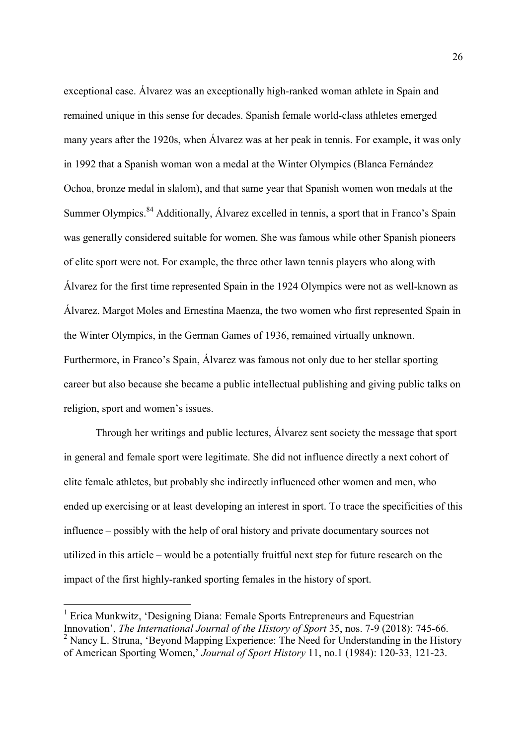exceptional case. Álvarez was an exceptionally high-ranked woman athlete in Spain and remained unique in this sense for decades. Spanish female world-class athletes emerged many years after the 1920s, when Álvarez was at her peak in tennis. For example, it was only in 1992 that a Spanish woman won a medal at the Winter Olympics (Blanca Fernández Ochoa, bronze medal in slalom), and that same year that Spanish women won medals at the Summer Olympics.[84] Additionally, Álvarez excelled in tennis, a sport that in Franco's Spain was generally considered suitable for women. She was famous while other Spanish pioneers of elite sport were not. For example, the three other lawn tennis players who along with Álvarez for the first time represented Spain in the 1924 Olympics were not as well-known as Álvarez. Margot Moles and Ernestina Maenza, the two women who first represented Spain in the Winter Olympics, in the German Games of 1936, remained virtually unknown. Furthermore, in Franco's Spain, Álvarez was famous not only due to her stellar sporting career but also because she became a public intellectual publishing and giving public talks on religion, sport and women's issues.

Through her writings and public lectures, Álvarez sent society the message that sport in general and female sport were legitimate. She did not influence directly a next cohort of elite female athletes, but probably she indirectly influenced other women and men, who ended up exercising or at least developing an interest in sport. To trace the specificities of this influence – possibly with the help of oral history and private documentary sources not utilized in this article – would be a potentially fruitful next step for future research on the impact of the first highly-ranked sporting females in the history of sport.

---

[1] Erica Munkwitz, 'Designing Diana: Female Sports Entrepreneurs and Equestrian Innovation', *The International Journal of the History of Sport* 35, nos. 7-9 (2018): 745-66.

[2] Nancy L. Struna, 'Beyond Mapping Experience: The Need for Understanding in the History of American Sporting Women,' *Journal of Sport History* 11, no.1 (1984): 120-33, 121-23.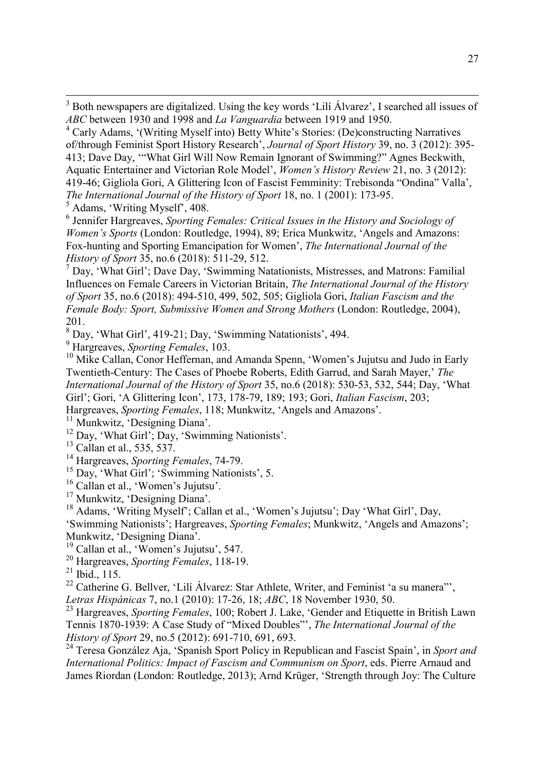[3] Both newspapers are digitalized. Using the key words 'Lilí Álvarez', I searched all issues of *ABC* between 1930 and 1998 and *La Vanguardia* between 1919 and 1950.

[4] Carly Adams, '(Writing Myself into) Betty White's Stories: (De)constructing Narratives of/through Feminist Sport History Research', *Journal of Sport History* 39, no. 3 (2012): 395-413; Dave Day, '"What Girl Will Now Remain Ignorant of Swimming?" Agnes Beckwith, Aquatic Entertainer and Victorian Role Model', *Women's History Review* 21, no. 3 (2012): 419-46; Gigliola Gori, A Glittering Icon of Fascist Femminity: Trebisonda "Ondina" Valla', *The International Journal of the History of Sport* 18, no. 1 (2001): 173-95.

[5] Adams, 'Writing Myself', 408.

[6] Jennifer Hargreaves, *Sporting Females: Critical Issues in the History and Sociology of Women's Sports* (London: Routledge, 1994), 89; Erica Munkwitz, 'Angels and Amazons: Fox-hunting and Sporting Emancipation for Women', *The International Journal of the History of Sport* 35, no.6 (2018): 511-29, 512.

[7] Day, 'What Girl'; Dave Day, 'Swimming Natationists, Mistresses, and Matrons: Familial Influences on Female Careers in Victorian Britain, *The International Journal of the History of Sport* 35, no.6 (2018): 494-510, 499, 502, 505; Gigliola Gori, *Italian Fascism and the Female Body: Sport, Submissive Women and Strong Mothers* (London: Routledge, 2004), 201.

[8] Day, 'What Girl', 419-21; Day, 'Swimming Natationists', 494.

[9] Hargreaves, *Sporting Females*, 103.

[10] Mike Callan, Conor Heffernan, and Amanda Spenn, 'Women's Jujutsu and Judo in Early Twentieth-Century: The Cases of Phoebe Roberts, Edith Garrud, and Sarah Mayer,' *The International Journal of the History of Sport* 35, no.6 (2018): 530-53, 532, 544; Day, 'What Girl'; Gori, 'A Glittering Icon', 173, 178-79, 189; 193; Gori, *Italian Fascism*, 203; Hargreaves, *Sporting Females*, 118; Munkwitz, 'Angels and Amazons'.

[11] Munkwitz, 'Designing Diana'.

[12] Day, 'What Girl'; Day, 'Swimming Nationists'.

[13] Callan et al., 535, 537.

[14] Hargreaves, *Sporting Females*, 74-79.

[15] Day, 'What Girl'; 'Swimming Nationists', 5.

[16] Callan et al., 'Women's Jujutsu'.

[17] Munkwitz, 'Designing Diana'.

[18] Adams, 'Writing Myself'; Callan et al., 'Women's Jujutsu'; Day 'What Girl', Day, 'Swimming Nationists'; Hargreaves, *Sporting Females*; Munkwitz, 'Angels and Amazons'; Munkwitz, 'Designing Diana'.

[19] Callan et al., 'Women's Jujutsu', 547.

[20] Hargreaves, *Sporting Females*, 118-19.

[21] Ibid., 115.

[22] Catherine G. Bellver, 'Lilí Álvarez: Star Athlete, Writer, and Feminist 'a su manera"', *Letras Hispánicas* 7, no.1 (2010): 17-26, 18; *ABC*, 18 November 1930, 50.

[23] Hargreaves, *Sporting Females*, 100; Robert J. Lake, 'Gender and Etiquette in British Lawn Tennis 1870-1939: A Case Study of "Mixed Doubles"', *The International Journal of the History of Sport* 29, no.5 (2012): 691-710, 691, 693.

[24] Teresa González Aja, 'Spanish Sport Policy in Republican and Fascist Spain', in *Sport and International Politics: Impact of Fascism and Communism on Sport*, eds. Pierre Arnaud and James Riordan (London: Routledge, 2013); Arnd Krüger, 'Strength through Joy: The Culture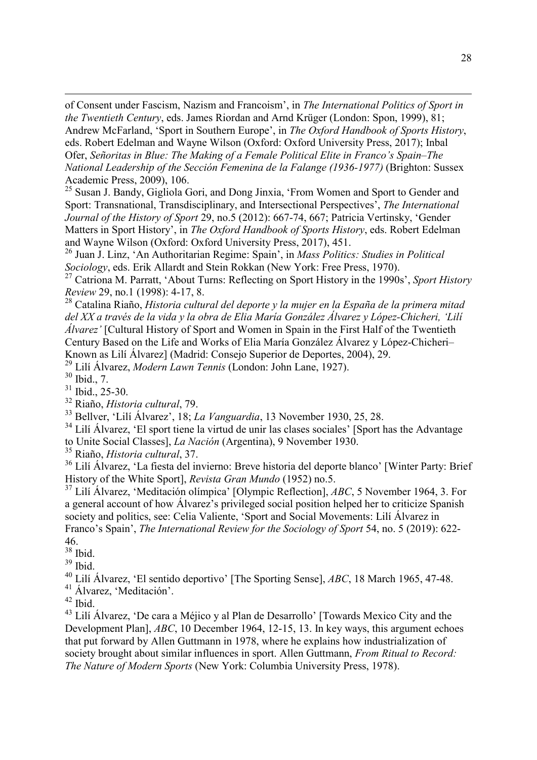of Consent under Fascism, Nazism and Francoism', in *The International Politics of Sport in the Twentieth Century*, eds. James Riordan and Arnd Krüger (London: Spon, 1999), 81; Andrew McFarland, 'Sport in Southern Europe', in *The Oxford Handbook of Sports History*, eds. Robert Edelman and Wayne Wilson (Oxford: Oxford University Press, 2017); Inbal Ofer, *Señoritas in Blue: The Making of a Female Political Elite in Franco's Spain–The National Leadership of the Sección Femenina de la Falange (1936-1977)* (Brighton: Sussex Academic Press, 2009), 106.

[25] Susan J. Bandy, Gigliola Gori, and Dong Jinxia, 'From Women and Sport to Gender and Sport: Transnational, Transdisciplinary, and Intersectional Perspectives', *The International Journal of the History of Sport* 29, no.5 (2012): 667-74, 667; Patricia Vertinsky, 'Gender Matters in Sport History', in *The Oxford Handbook of Sports History*, eds. Robert Edelman and Wayne Wilson (Oxford: Oxford University Press, 2017), 451.

[26] Juan J. Linz, 'An Authoritarian Regime: Spain', in *Mass Politics: Studies in Political Sociology*, eds. Erik Allardt and Stein Rokkan (New York: Free Press, 1970).

[27] Catriona M. Parratt, 'About Turns: Reflecting on Sport History in the 1990s', *Sport History Review* 29, no.1 (1998): 4-17, 8.

[28] Catalina Riaño, *Historia cultural del deporte y la mujer en la España de la primera mitad del XX a través de la vida y la obra de Elia María González Álvarez y López-Chicheri, 'Lilí Álvarez'* [Cultural History of Sport and Women in Spain in the First Half of the Twentieth Century Based on the Life and Works of Elia María González Álvarez y López-Chicheri–Known as Lilí Álvarez] (Madrid: Consejo Superior de Deportes, 2004), 29.

[29] Lilí Álvarez, *Modern Lawn Tennis* (London: John Lane, 1927).

[30] Ibid., 7.

[31] Ibid., 25-30.

[32] Riaño, *Historia cultural*, 79.

[33] Bellver, 'Lilí Álvarez', 18; *La Vanguardia*, 13 November 1930, 25, 28.

[34] Lilí Álvarez, 'El sport tiene la virtud de unir las clases sociales' [Sport has the Advantage to Unite Social Classes], *La Nación* (Argentina), 9 November 1930.

[35] Riaño, *Historia cultural*, 37.

[36] Lilí Álvarez, 'La fiesta del invierno: Breve historia del deporte blanco' [Winter Party: Brief History of the White Sport], *Revista Gran Mundo* (1952) no.5.

[37] Lilí Álvarez, 'Meditación olímpica' [Olympic Reflection], *ABC*, 5 November 1964, 3. For a general account of how Álvarez's privileged social position helped her to criticize Spanish society and politics, see: Celia Valiente, 'Sport and Social Movements: Lilí Álvarez in Franco's Spain', *The International Review for the Sociology of Sport* 54, no. 5 (2019): 622-46.

[38] Ibid.

[39] Ibid.

[40] Lilí Álvarez, 'El sentido deportivo' [The Sporting Sense], *ABC*, 18 March 1965, 47-48.

[41] Álvarez, 'Meditación'.

[42] Ibid.

[43] Lilí Álvarez, 'De cara a Méjico y al Plan de Desarrollo' [Towards Mexico City and the Development Plan], *ABC*, 10 December 1964, 12-15, 13. In key ways, this argument echoes that put forward by Allen Guttmann in 1978, where he explains how industrialization of society brought about similar influences in sport. Allen Guttmann, *From Ritual to Record: The Nature of Modern Sports* (New York: Columbia University Press, 1978).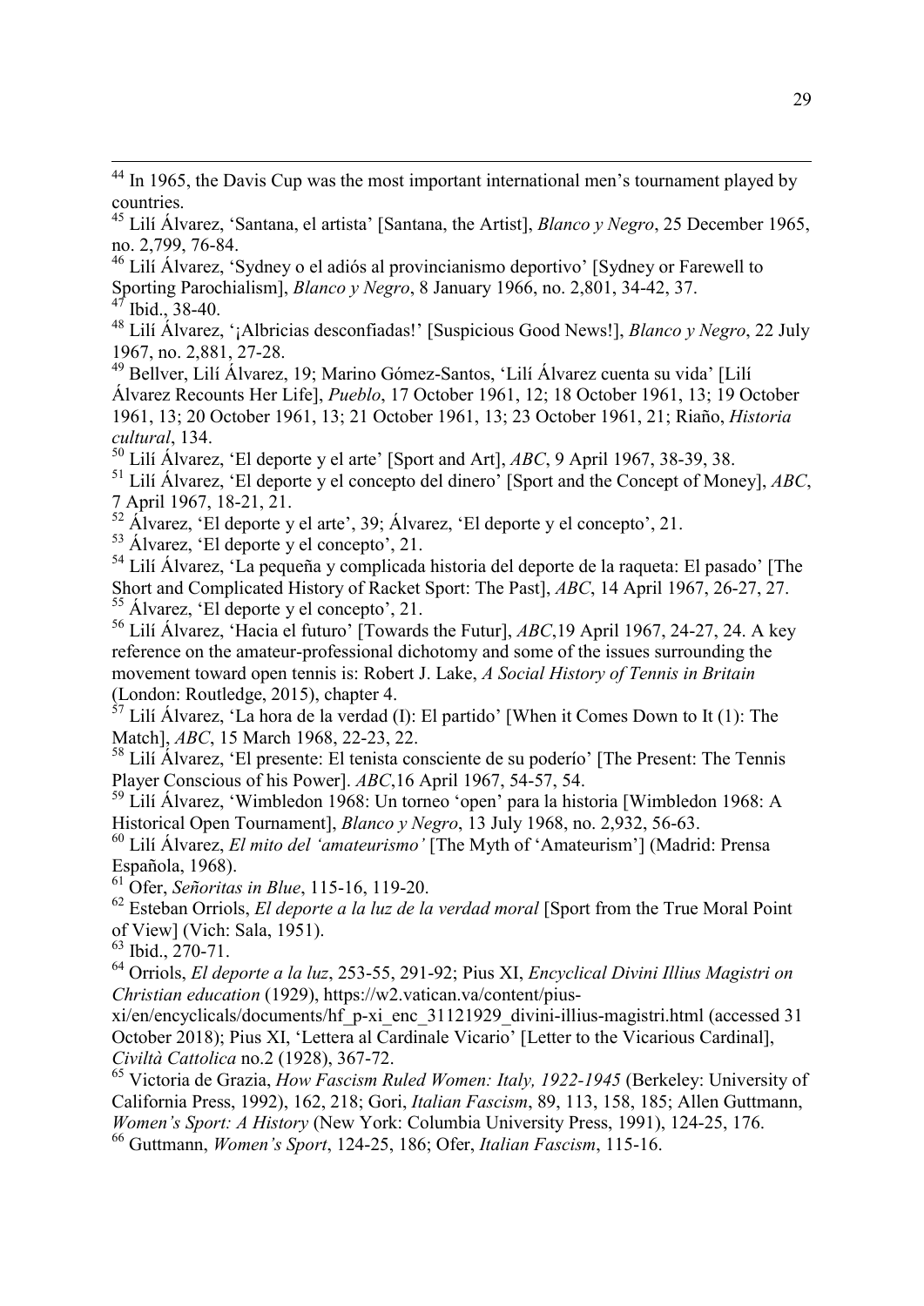[44] In 1965, the Davis Cup was the most important international men's tournament played by countries.

[45] Lilí Álvarez, 'Santana, el artista' [Santana, the Artist], *Blanco y Negro*, 25 December 1965, no. 2,799, 76-84.

[46] Lilí Álvarez, 'Sydney o el adiós al provincianismo deportivo' [Sydney or Farewell to Sporting Parochialism], *Blanco y Negro*, 8 January 1966, no. 2,801, 34-42, 37.

[47] Ibid., 38-40.

[48] Lilí Álvarez, '¡Albricias desconfiadas!' [Suspicious Good News!], *Blanco y Negro*, 22 July 1967, no. 2,881, 27-28.

[49] Bellver, Lilí Álvarez, 19; Marino Gómez-Santos, 'Lilí Álvarez cuenta su vida' [Lilí Álvarez Recounts Her Life], *Pueblo*, 17 October 1961, 12; 18 October 1961, 13; 19 October 1961, 13; 20 October 1961, 13; 21 October 1961, 13; 23 October 1961, 21; Riaño, *Historia cultural*, 134.

[50] Lilí Álvarez, 'El deporte y el arte' [Sport and Art], *ABC*, 9 April 1967, 38-39, 38.

[51] Lilí Álvarez, 'El deporte y el concepto del dinero' [Sport and the Concept of Money], *ABC*, 7 April 1967, 18-21, 21.

[52] Álvarez, 'El deporte y el arte', 39; Álvarez, 'El deporte y el concepto', 21.

[53] Álvarez, 'El deporte y el concepto', 21.

[54] Lilí Álvarez, 'La pequeña y complicada historia del deporte de la raqueta: El pasado' [The Short and Complicated History of Racket Sport: The Past], *ABC*, 14 April 1967, 26-27, 27.

[55] Álvarez, 'El deporte y el concepto', 21.

[56] Lilí Álvarez, 'Hacia el futuro' [Towards the Futur], *ABC*,19 April 1967, 24-27, 24. A key reference on the amateur-professional dichotomy and some of the issues surrounding the movement toward open tennis is: Robert J. Lake, *A Social History of Tennis in Britain* (London: Routledge, 2015), chapter 4.

[57] Lilí Álvarez, 'La hora de la verdad (I): El partido' [When it Comes Down to It (1): The Match], *ABC*, 15 March 1968, 22-23, 22.

[58] Lilí Álvarez, 'El presente: El tenista consciente de su poderío' [The Present: The Tennis Player Conscious of his Power]. *ABC*,16 April 1967, 54-57, 54.

[59] Lilí Álvarez, 'Wimbledon 1968: Un torneo 'open' para la historia [Wimbledon 1968: A Historical Open Tournament], *Blanco y Negro*, 13 July 1968, no. 2,932, 56-63.

[60] Lilí Álvarez, *El mito del 'amateurismo'* [The Myth of 'Amateurism'] (Madrid: Prensa Española, 1968).

[61] Ofer, *Señoritas in Blue*, 115-16, 119-20.

[62] Esteban Orriols, *El deporte a la luz de la verdad moral* [Sport from the True Moral Point of View] (Vich: Sala, 1951).

[63] Ibid., 270-71.

[64] Orriols, *El deporte a la luz*, 253-55, 291-92; Pius XI, *Encyclical Divini Illius Magistri on Christian education* (1929), https://w2.vatican.va/content/pius-xi/en/encyclicals/documents/hf_p-xi_enc_31121929_divini-illius-magistri.html (accessed 31 October 2018); Pius XI, 'Lettera al Cardinale Vicario' [Letter to the Vicarious Cardinal], *Civiltà Cattolica* no.2 (1928), 367-72.

[65] Victoria de Grazia, *How Fascism Ruled Women: Italy, 1922-1945* (Berkeley: University of California Press, 1992), 162, 218; Gori, *Italian Fascism*, 89, 113, 158, 185; Allen Guttmann, *Women's Sport: A History* (New York: Columbia University Press, 1991), 124-25, 176.

[66] Guttmann, *Women's Sport*, 124-25, 186; Ofer, *Italian Fascism*, 115-16.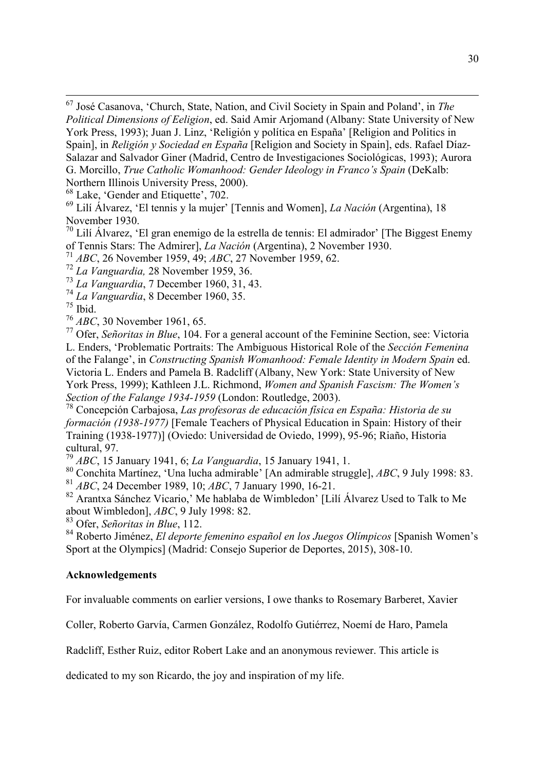[67] José Casanova, 'Church, State, Nation, and Civil Society in Spain and Poland', in *The Political Dimensions of Eeligion*, ed. Said Amir Arjomand (Albany: State University of New York Press, 1993); Juan J. Linz, 'Religión y política en España' [Religion and Politics in Spain], in *Religión y Sociedad en España* [Religion and Society in Spain], eds. Rafael Díaz-Salazar and Salvador Giner (Madrid, Centro de Investigaciones Sociológicas, 1993); Aurora G. Morcillo, *True Catholic Womanhood: Gender Ideology in Franco's Spain* (DeKalb: Northern Illinois University Press, 2000).

[68] Lake, 'Gender and Etiquette', 702.

[69] Lilí Álvarez, 'El tennis y la mujer' [Tennis and Women], *La Nación* (Argentina), 18 November 1930.

[70] Lilí Álvarez, 'El gran enemigo de la estrella de tennis: El admirador' [The Biggest Enemy of Tennis Stars: The Admirer], *La Nación* (Argentina), 2 November 1930.

[71] *ABC*, 26 November 1959, 49; *ABC*, 27 November 1959, 62.

[72] *La Vanguardia,* 28 November 1959, 36.

[73] *La Vanguardia*, 7 December 1960, 31, 43.

[74] *La Vanguardia*, 8 December 1960, 35.

[75] Ibid.

[76] *ABC*, 30 November 1961, 65.

[77] Ofer, *Señoritas in Blue*, 104. For a general account of the Feminine Section, see: Victoria L. Enders, 'Problematic Portraits: The Ambiguous Historical Role of the *Sección Femenina* of the Falange', in *Constructing Spanish Womanhood: Female Identity in Modern Spain* ed. Victoria L. Enders and Pamela B. Radcliff (Albany, New York: State University of New York Press, 1999); Kathleen J.L. Richmond, *Women and Spanish Fascism: The Women's Section of the Falange 1934-1959* (London: Routledge, 2003).

[78] Concepción Carbajosa, *Las profesoras de educación física en España: Historia de su formación (1938-1977)* [Female Teachers of Physical Education in Spain: History of their Training (1938-1977)] (Oviedo: Universidad de Oviedo, 1999), 95-96; Riaño, Historia cultural, 97.

[79] *ABC*, 15 January 1941, 6; *La Vanguardia*, 15 January 1941, 1.

[80] Conchita Martínez, 'Una lucha admirable' [An admirable struggle], *ABC*, 9 July 1998: 83.

[81] *ABC*, 24 December 1989, 10; *ABC*, 7 January 1990, 16-21.

[82] Arantxa Sánchez Vicario,' Me hablaba de Wimbledon' [Lilí Álvarez Used to Talk to Me about Wimbledon], *ABC*, 9 July 1998: 82.

[83] Ofer, *Señoritas in Blue*, 112.

[84] Roberto Jiménez, *El deporte femenino español en los Juegos Olímpicos* [Spanish Women's Sport at the Olympics] (Madrid: Consejo Superior de Deportes, 2015), 308-10.

**Acknowledgements**

For invaluable comments on earlier versions, I owe thanks to Rosemary Barberet, Xavier Coller, Roberto Garvía, Carmen González, Rodolfo Gutiérrez, Noemí de Haro, Pamela Radcliff, Esther Ruiz, editor Robert Lake and an anonymous reviewer. This article is dedicated to my son Ricardo, the joy and inspiration of my life.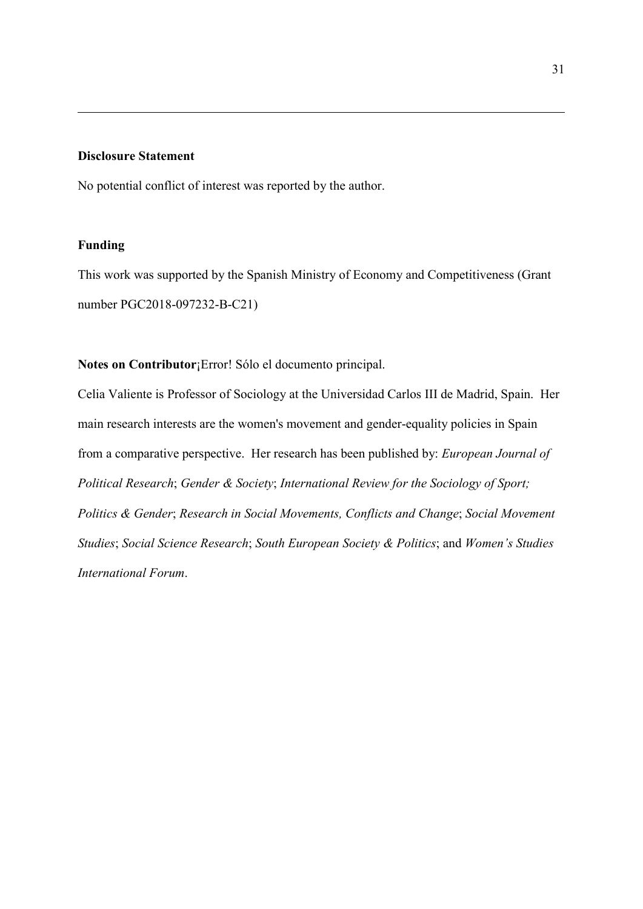## Disclosure Statement

No potential conflict of interest was reported by the author.

## Funding

This work was supported by the Spanish Ministry of Economy and Competitiveness (Grant number PGC2018-097232-B-C21)

## Notes on Contributor¡Error! Sólo el documento principal.

Celia Valiente is Professor of Sociology at the Universidad Carlos III de Madrid, Spain. Her main research interests are the women's movement and gender-equality policies in Spain from a comparative perspective. Her research has been published by: *European Journal of Political Research*; *Gender & Society*; *International Review for the Sociology of Sport; Politics & Gender*; *Research in Social Movements, Conflicts and Change*; *Social Movement Studies*; *Social Science Research*; *South European Society & Politics*; and *Women's Studies International Forum*.